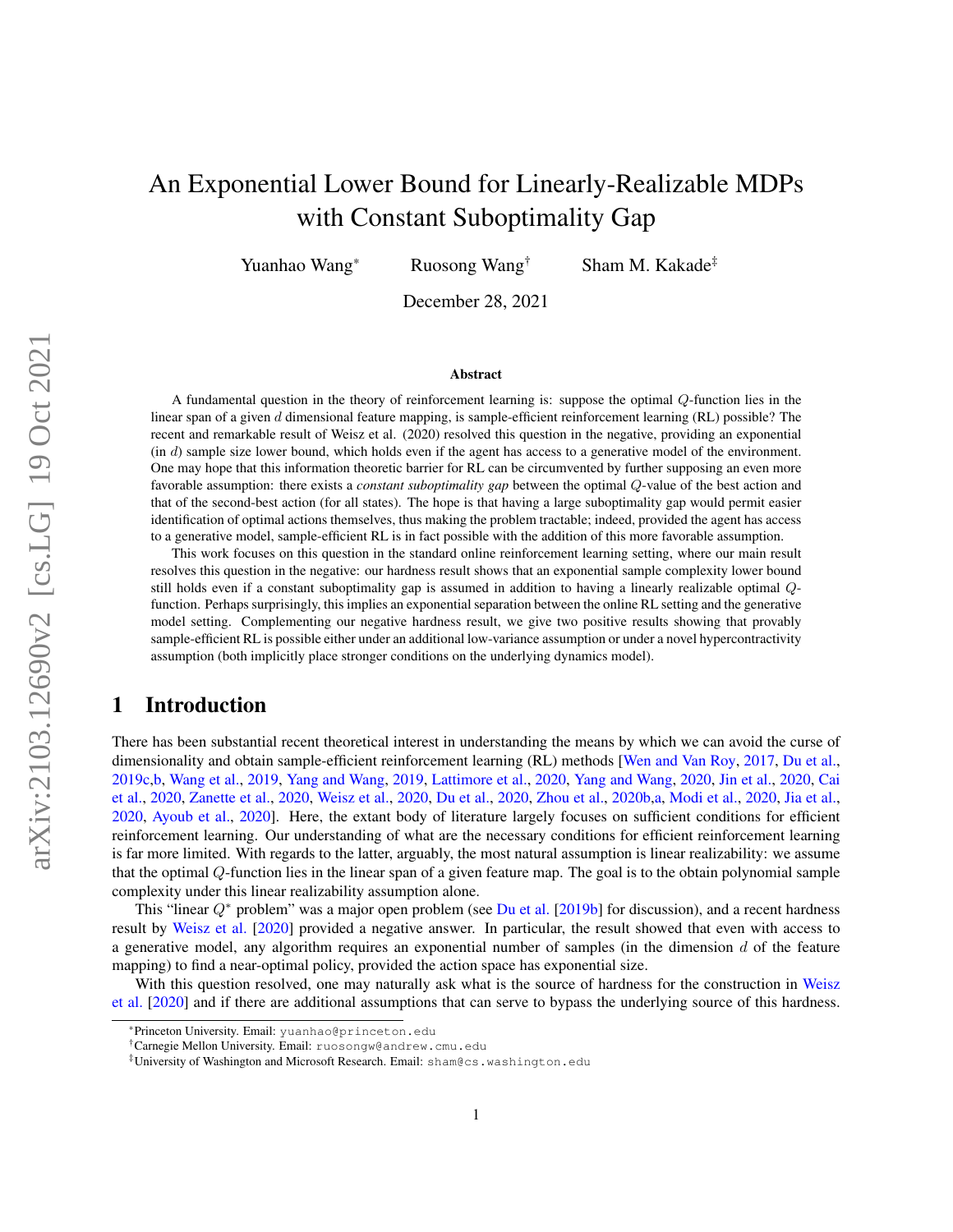# An Exponential Lower Bound for Linearly-Realizable MDPs with Constant Suboptimality Gap

Yuanhao Wang[*] Ruosong Wang[†] Sham M. Kakade[‡]

December 28, 2021

## Abstract

A fundamental question in the theory of reinforcement learning is: suppose the optimal $Q$-function lies in the linear span of a given $d$ dimensional feature mapping, is sample-efficient reinforcement learning (RL) possible? The recent and remarkable result of Weisz et al. (2020) resolved this question in the negative, providing an exponential (in $d$) sample size lower bound, which holds even if the agent has access to a generative model of the environment. One may hope that this information theoretic barrier for RL can be circumvented by further supposing an even more favorable assumption: there exists a *constant suboptimality gap* between the optimal $Q$-value of the best action and that of the second-best action (for all states). The hope is that having a large suboptimality gap would permit easier identification of optimal actions themselves, thus making the problem tractable; indeed, provided the agent has access to a generative model, sample-efficient RL is in fact possible with the addition of this more favorable assumption.

This work focuses on this question in the standard online reinforcement learning setting, where our main result resolves this question in the negative: our hardness result shows that an exponential sample complexity lower bound still holds even if a constant suboptimality gap is assumed in addition to having a linearly realizable optimal $Q$-function. Perhaps surprisingly, this implies an exponential separation between the online RL setting and the generative model setting. Complementing our negative hardness result, we give two positive results showing that provably sample-efficient RL is possible either under an additional low-variance assumption or under a novel hypercontractivity assumption (both implicitly place stronger conditions on the underlying dynamics model).

## 1 Introduction

There has been substantial recent theoretical interest in understanding the means by which we can avoid the curse of dimensionality and obtain sample-efficient reinforcement learning (RL) methods [Wen and Van Roy, 2017, Du et al., 2019c,b, Wang et al., 2019, Yang and Wang, 2019, Lattimore et al., 2020, Yang and Wang, 2020, Jin et al., 2020, Cai et al., 2020, Zanette et al., 2020, Weisz et al., 2020, Du et al., 2020, Zhou et al., 2020b,a, Modi et al., 2020, Jia et al., 2020, Ayoub et al., 2020]. Here, the extant body of literature largely focuses on sufficient conditions for efficient reinforcement learning. Our understanding of what are the necessary conditions for efficient reinforcement learning is far more limited. With regards to the latter, arguably, the most natural assumption is linear realizability: we assume that the optimal $Q$-function lies in the linear span of a given feature map. The goal is to the obtain polynomial sample complexity under this linear realizability assumption alone.

This "linear $Q^*$ problem" was a major open problem (see Du et al. [2019b] for discussion), and a recent hardness result by Weisz et al. [2020] provided a negative answer. In particular, the result showed that even with access to a generative model, any algorithm requires an exponential number of samples (in the dimension $d$ of the feature mapping) to find a near-optimal policy, provided the action space has exponential size.

With this question resolved, one may naturally ask what is the source of hardness for the construction in Weisz et al. [2020] and if there are additional assumptions that can serve to bypass the underlying source of this hardness.

[*]Princeton University. Email: yuanhao@princeton.edu

[†]Carnegie Mellon University. Email: ruosongw@andrew.cmu.edu

[‡]University of Washington and Microsoft Research. Email: sham@cs.washington.edu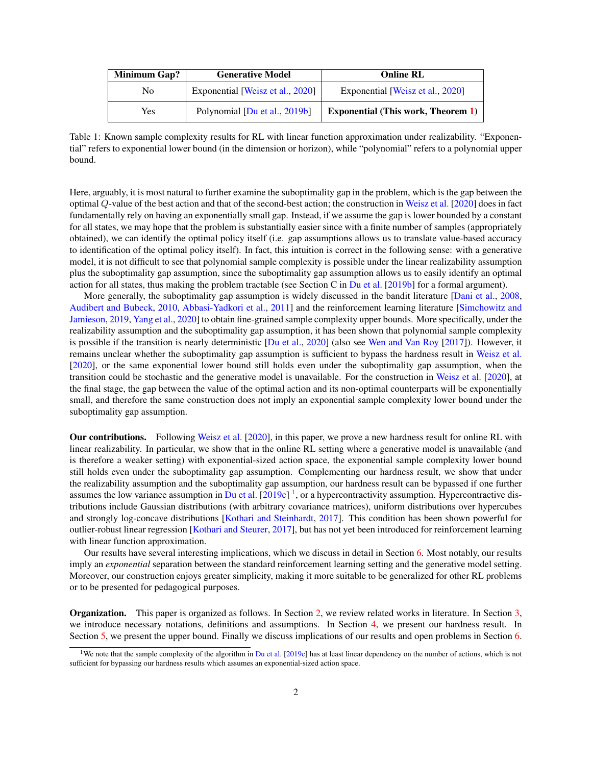| Minimum Gap? | Generative Model | Online RL |
| --- | --- | --- |
| No | Exponential [Weisz et al., 2020] | Exponential [Weisz et al., 2020] |
| Yes | Polynomial [Du et al., 2019b] | **Exponential (This work, Theorem 1)** |

Table 1: Known sample complexity results for RL with linear function approximation under realizability. "Exponential" refers to exponential lower bound (in the dimension or horizon), while "polynomial" refers to a polynomial upper bound.

Here, arguably, it is most natural to further examine the suboptimality gap in the problem, which is the gap between the optimal $Q$-value of the best action and that of the second-best action; the construction in Weisz et al. [2020] does in fact fundamentally rely on having an exponentially small gap. Instead, if we assume the gap is lower bounded by a constant for all states, we may hope that the problem is substantially easier since with a finite number of samples (appropriately obtained), we can identify the optimal policy itself (i.e. gap assumptions allows us to translate value-based accuracy to identification of the optimal policy itself). In fact, this intuition is correct in the following sense: with a generative model, it is not difficult to see that polynomial sample complexity is possible under the linear realizability assumption plus the suboptimality gap assumption, since the suboptimality gap assumption allows us to easily identify an optimal action for all states, thus making the problem tractable (see Section C in Du et al. [2019b] for a formal argument).

More generally, the suboptimality gap assumption is widely discussed in the bandit literature [Dani et al., 2008, Audibert and Bubeck, 2010, Abbasi-Yadkori et al., 2011] and the reinforcement learning literature [Simchowitz and Jamieson, 2019, Yang et al., 2020] to obtain fine-grained sample complexity upper bounds. More specifically, under the realizability assumption and the suboptimality gap assumption, it has been shown that polynomial sample complexity is possible if the transition is nearly deterministic [Du et al., 2020] (also see Wen and Van Roy [2017]). However, it remains unclear whether the suboptimality gap assumption is sufficient to bypass the hardness result in Weisz et al. [2020], or the same exponential lower bound still holds even under the suboptimality gap assumption, when the transition could be stochastic and the generative model is unavailable. For the construction in Weisz et al. [2020], at the final stage, the gap between the value of the optimal action and its non-optimal counterparts will be exponentially small, and therefore the same construction does not imply an exponential sample complexity lower bound under the suboptimality gap assumption.

**Our contributions.** Following Weisz et al. [2020], in this paper, we prove a new hardness result for online RL with linear realizability. In particular, we show that in the online RL setting where a generative model is unavailable (and is therefore a weaker setting) with exponential-sized action space, the exponential sample complexity lower bound still holds even under the suboptimality gap assumption. Complementing our hardness result, we show that under the realizability assumption and the suboptimality gap assumption, our hardness result can be bypassed if one further assumes the low variance assumption in Du et al. [2019c] [1], or a hypercontractivity assumption. Hypercontractive distributions include Gaussian distributions (with arbitrary covariance matrices), uniform distributions over hypercubes and strongly log-concave distributions [Kothari and Steinhardt, 2017]. This condition has been shown powerful for outlier-robust linear regression [Kothari and Steurer, 2017], but has not yet been introduced for reinforcement learning with linear function approximation.

Our results have several interesting implications, which we discuss in detail in Section 6. Most notably, our results imply an *exponential* separation between the standard reinforcement learning setting and the generative model setting. Moreover, our construction enjoys greater simplicity, making it more suitable to be generalized for other RL problems or to be presented for pedagogical purposes.

**Organization.** This paper is organized as follows. In Section 2, we review related works in literature. In Section 3, we introduce necessary notations, definitions and assumptions. In Section 4, we present our hardness result. In Section 5, we present the upper bound. Finally we discuss implications of our results and open problems in Section 6.

[1] We note that the sample complexity of the algorithm in Du et al. [2019c] has at least linear dependency on the number of actions, which is not sufficient for bypassing our hardness results which assumes an exponential-sized action space.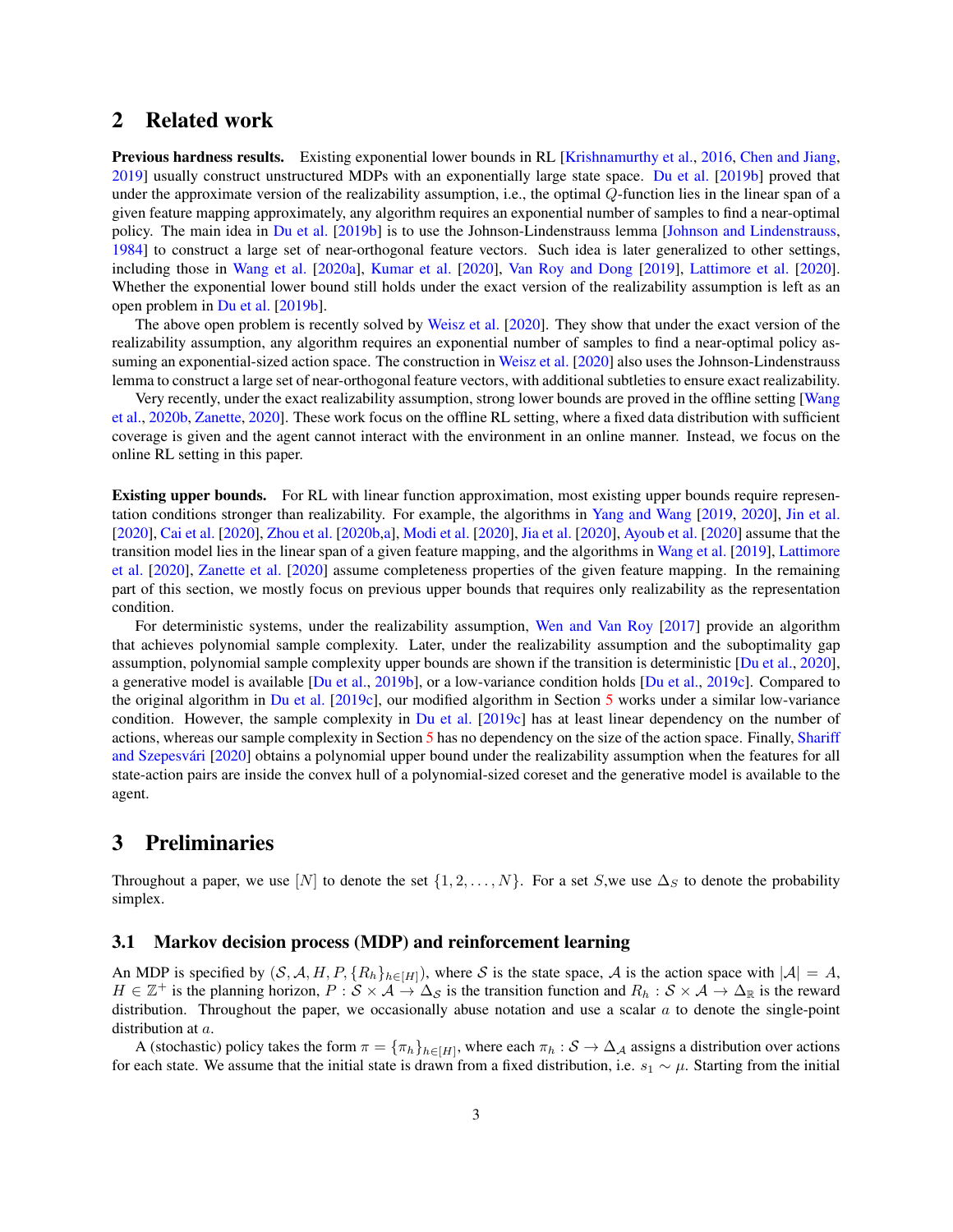## 2 Related work

**Previous hardness results.** Existing exponential lower bounds in RL [Krishnamurthy et al., 2016, Chen and Jiang, 2019] usually construct unstructured MDPs with an exponentially large state space. Du et al. [2019b] proved that under the approximate version of the realizability assumption, i.e., the optimal $Q$-function lies in the linear span of a given feature mapping approximately, any algorithm requires an exponential number of samples to find a near-optimal policy. The main idea in Du et al. [2019b] is to use the Johnson-Lindenstrauss lemma [Johnson and Lindenstrauss, 1984] to construct a large set of near-orthogonal feature vectors. Such idea is later generalized to other settings, including those in Wang et al. [2020a], Kumar et al. [2020], Van Roy and Dong [2019], Lattimore et al. [2020]. Whether the exponential lower bound still holds under the exact version of the realizability assumption is left as an open problem in Du et al. [2019b].

The above open problem is recently solved by Weisz et al. [2020]. They show that under the exact version of the realizability assumption, any algorithm requires an exponential number of samples to find a near-optimal policy assuming an exponential-sized action space. The construction in Weisz et al. [2020] also uses the Johnson-Lindenstrauss lemma to construct a large set of near-orthogonal feature vectors, with additional subtleties to ensure exact realizability.

Very recently, under the exact realizability assumption, strong lower bounds are proved in the offline setting [Wang et al., 2020b, Zanette, 2020]. These work focus on the offline RL setting, where a fixed data distribution with sufficient coverage is given and the agent cannot interact with the environment in an online manner. Instead, we focus on the online RL setting in this paper.

**Existing upper bounds.** For RL with linear function approximation, most existing upper bounds require representation conditions stronger than realizability. For example, the algorithms in Yang and Wang [2019, 2020], Jin et al. [2020], Cai et al. [2020], Zhou et al. [2020b,a], Modi et al. [2020], Jia et al. [2020], Ayoub et al. [2020] assume that the transition model lies in the linear span of a given feature mapping, and the algorithms in Wang et al. [2019], Lattimore et al. [2020], Zanette et al. [2020] assume completeness properties of the given feature mapping. In the remaining part of this section, we mostly focus on previous upper bounds that requires only realizability as the representation condition.

For deterministic systems, under the realizability assumption, Wen and Van Roy [2017] provide an algorithm that achieves polynomial sample complexity. Later, under the realizability assumption and the suboptimality gap assumption, polynomial sample complexity upper bounds are shown if the transition is deterministic [Du et al., 2020], a generative model is available [Du et al., 2019b], or a low-variance condition holds [Du et al., 2019c]. Compared to the original algorithm in Du et al. [2019c], our modified algorithm in Section 5 works under a similar low-variance condition. However, the sample complexity in Du et al. [2019c] has at least linear dependency on the number of actions, whereas our sample complexity in Section 5 has no dependency on the size of the action space. Finally, Shariff and Szepesvári [2020] obtains a polynomial upper bound under the realizability assumption when the features for all state-action pairs are inside the convex hull of a polynomial-sized coreset and the generative model is available to the agent.

## 3 Preliminaries

Throughout a paper, we use $[N]$ to denote the set $\{1, 2, \ldots, N\}$. For a set $S$,we use $\Delta_S$ to denote the probability simplex.

### 3.1 Markov decision process (MDP) and reinforcement learning

An MDP is specified by $(\mathcal{S}, \mathcal{A}, H, P, \{R_h\}_{h\in[H]})$, where $\mathcal{S}$ is the state space, $\mathcal{A}$ is the action space with $|\mathcal{A}| = A$, $H \in \mathbb{Z}^+$ is the planning horizon, $P : \mathcal{S} \times \mathcal{A} \to \Delta_{\mathcal{S}}$ is the transition function and $R_h : \mathcal{S} \times \mathcal{A} \to \Delta_{\mathbb{R}}$ is the reward distribution. Throughout the paper, we occasionally abuse notation and use a scalar $a$ to denote the single-point distribution at $a$.

A (stochastic) policy takes the form $\pi = \{\pi_h\}_{h\in[H]}$, where each $\pi_h : \mathcal{S} \to \Delta_{\mathcal{A}}$ assigns a distribution over actions for each state. We assume that the initial state is drawn from a fixed distribution, i.e. $s_1 \sim \mu$. Starting from the initial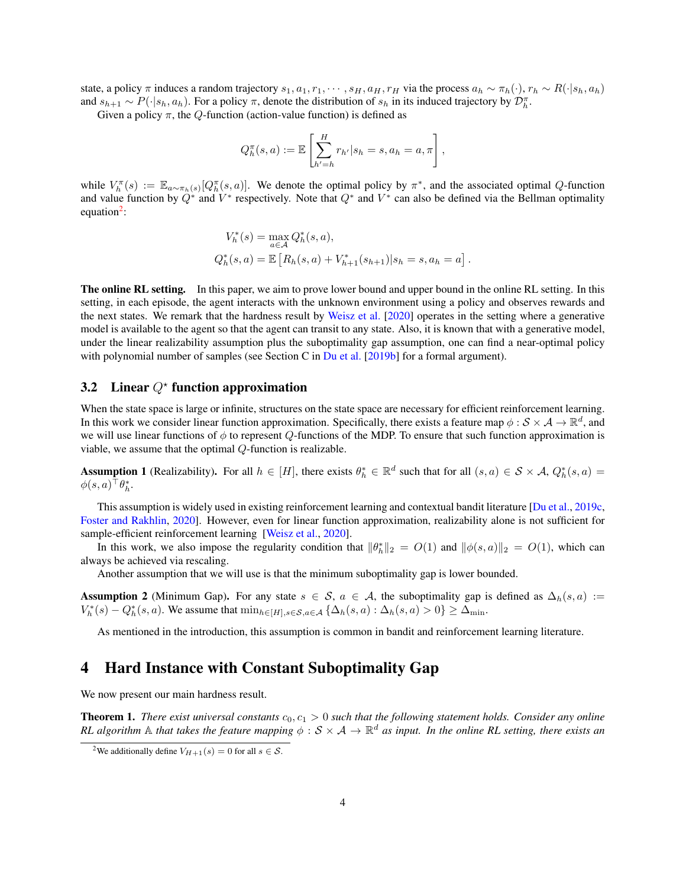state, a policy $\pi$ induces a random trajectory $s_1, a_1, r_1, \cdots, s_H, a_H, r_H$ via the process $a_h \sim \pi_h(\cdot), r_h \sim R(\cdot|s_h, a_h)$ and $s_{h+1} \sim P(\cdot|s_h, a_h)$. For a policy $\pi$, denote the distribution of $s_h$ in its induced trajectory by $\mathcal{D}_h^\pi$.

Given a policy $\pi$, the $Q$-function (action-value function) is defined as

$$Q_h^\pi(s, a) := \mathbb{E}\left[\sum_{h'=h}^{H} r_{h'} | s_h = s, a_h = a, \pi\right],$$

while $V_h^\pi(s) := \mathbb{E}_{a \sim \pi_h(s)}[Q_h^\pi(s, a)]$. We denote the optimal policy by $\pi^*$, and the associated optimal $Q$-function and value function by $Q^*$ and $V^*$ respectively. Note that $Q^*$ and $V^*$ can also be defined via the Bellman optimality equation[2]:

$$V_h^*(s) = \max_{a \in \mathcal{A}} Q_h^*(s, a),$$
$$Q_h^*(s, a) = \mathbb{E}\left[R_h(s, a) + V_{h+1}^*(s_{h+1}) | s_h = s, a_h = a\right].$$

**The online RL setting.** In this paper, we aim to prove lower bound and upper bound in the online RL setting. In this setting, in each episode, the agent interacts with the unknown environment using a policy and observes rewards and the next states. We remark that the hardness result by Weisz et al. [2020] operates in the setting where a generative model is available to the agent so that the agent can transit to any state. Also, it is known that with a generative model, under the linear realizability assumption plus the suboptimality gap assumption, one can find a near-optimal policy with polynomial number of samples (see Section C in Du et al. [2019b] for a formal argument).

## 3.2 Linear $Q^\star$ function approximation

When the state space is large or infinite, structures on the state space are necessary for efficient reinforcement learning. In this work we consider linear function approximation. Specifically, there exists a feature map $\phi : \mathcal{S} \times \mathcal{A} \to \mathbb{R}^d$, and we will use linear functions of $\phi$ to represent $Q$-functions of the MDP. To ensure that such function approximation is viable, we assume that the optimal $Q$-function is realizable.

**Assumption 1** (Realizability)**.** For all $h \in [H]$, there exists $\theta_h^* \in \mathbb{R}^d$ such that for all $(s, a) \in \mathcal{S} \times \mathcal{A}$, $Q_h^*(s, a) = \phi(s, a)^\top \theta_h^*$.

This assumption is widely used in existing reinforcement learning and contextual bandit literature [Du et al., 2019c, Foster and Rakhlin, 2020]. However, even for linear function approximation, realizability alone is not sufficient for sample-efficient reinforcement learning [Weisz et al., 2020].

In this work, we also impose the regularity condition that $\|\theta_h^*\|_2 = O(1)$ and $\|\phi(s, a)\|_2 = O(1)$, which can always be achieved via rescaling.

Another assumption that we will use is that the minimum suboptimality gap is lower bounded.

**Assumption 2** (Minimum Gap)**.** For any state $s \in \mathcal{S}$, $a \in \mathcal{A}$, the suboptimality gap is defined as $\Delta_h(s, a) := V_h^*(s) - Q_h^*(s, a)$. We assume that $\min_{h \in [H], s \in \mathcal{S}, a \in \mathcal{A}} \{\Delta_h(s, a) : \Delta_h(s, a) > 0\} \geq \Delta_{\min}$.

As mentioned in the introduction, this assumption is common in bandit and reinforcement learning literature.

# 4 Hard Instance with Constant Suboptimality Gap

We now present our main hardness result.

**Theorem 1.** *There exist universal constants $c_0, c_1 > 0$ such that the following statement holds. Consider any online RL algorithm $\mathbb{A}$ that takes the feature mapping $\phi : \mathcal{S} \times \mathcal{A} \to \mathbb{R}^d$ as input. In the online RL setting, there exists an*

[2] We additionally define $V_{H+1}(s) = 0$ for all $s \in \mathcal{S}$.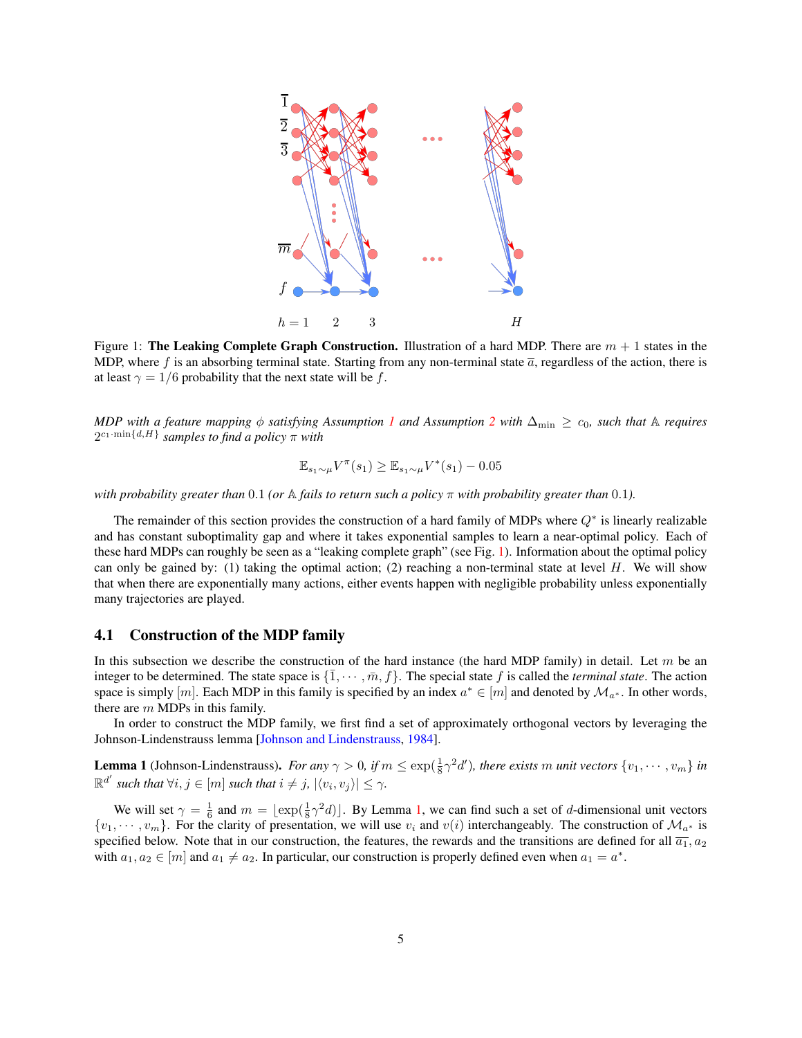Figure 1: **The Leaking Complete Graph Construction.** Illustration of a hard MDP. There are $m + 1$ states in the MDP, where $f$ is an absorbing terminal state. Starting from any non-terminal state $\overline{a}$, regardless of the action, there is at least $\gamma = 1/6$ probability that the next state will be $f$.

*MDP with a feature mapping $\phi$ satisfying Assumption 1 and Assumption 2 with $\Delta_{\min} \geq c_0$, such that $\mathbb{A}$ requires $2^{c_1 \cdot \min\{d,H\}}$ samples to find a policy $\pi$ with*

$$\mathbb{E}_{s_1 \sim \mu} V^{\pi}(s_1) \geq \mathbb{E}_{s_1 \sim \mu} V^{*}(s_1) - 0.05$$

*with probability greater than* $0.1$ *(or $\mathbb{A}$ fails to return such a policy $\pi$ with probability greater than* $0.1$*).*

The remainder of this section provides the construction of a hard family of MDPs where $Q^*$ is linearly realizable and has constant suboptimality gap and where it takes exponential samples to learn a near-optimal policy. Each of these hard MDPs can roughly be seen as a "leaking complete graph" (see Fig. 1). Information about the optimal policy can only be gained by: (1) taking the optimal action; (2) reaching a non-terminal state at level $H$. We will show that when there are exponentially many actions, either events happen with negligible probability unless exponentially many trajectories are played.

## 4.1 Construction of the MDP family

In this subsection we describe the construction of the hard instance (the hard MDP family) in detail. Let $m$ be an integer to be determined. The state space is $\{\bar{1}, \cdots, \bar{m}, f\}$. The special state $f$ is called the *terminal state*. The action space is simply $[m]$. Each MDP in this family is specified by an index $a^* \in [m]$ and denoted by $\mathcal{M}_{a^*}$. In other words, there are $m$ MDPs in this family.

In order to construct the MDP family, we first find a set of approximately orthogonal vectors by leveraging the Johnson-Lindenstrauss lemma [Johnson and Lindenstrauss, 1984].

**Lemma 1** (Johnson-Lindenstrauss)**.** *For any $\gamma > 0$, if $m \leq \exp(\frac{1}{8}\gamma^2 d')$, there exists $m$ unit vectors $\{v_1, \cdots, v_m\}$ in $\mathbb{R}^{d'}$ such that $\forall i, j \in [m]$ such that $i \neq j$, $|\langle v_i, v_j \rangle| \leq \gamma$.*

We will set $\gamma = \frac{1}{6}$ and $m = \lfloor \exp(\frac{1}{8}\gamma^2 d) \rfloor$. By Lemma 1, we can find such a set of $d$-dimensional unit vectors $\{v_1, \cdots, v_m\}$. For the clarity of presentation, we will use $v_i$ and $v(i)$ interchangeably. The construction of $\mathcal{M}_{a^*}$ is specified below. Note that in our construction, the features, the rewards and the transitions are defined for all $\overline{a_1}, a_2$ with $a_1, a_2 \in [m]$ and $a_1 \neq a_2$. In particular, our construction is properly defined even when $a_1 = a^*$.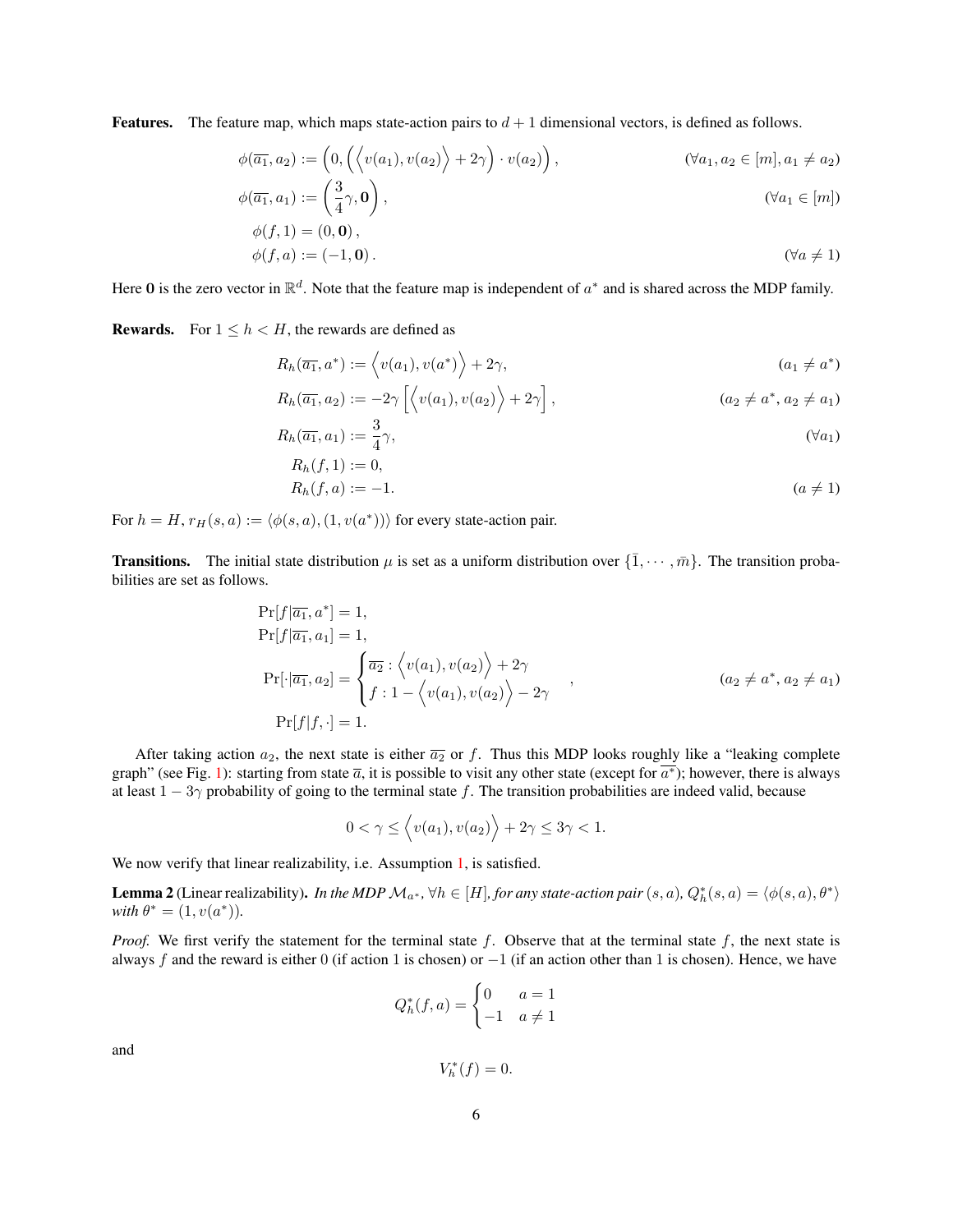**Features.** The feature map, which maps state-action pairs to $d+1$ dimensional vectors, is defined as follows.

$$
\begin{aligned}
\phi(\overline{a_1}, a_2) &:= \left(0, \left(\left\langle v(a_1), v(a_2)\right\rangle + 2\gamma\right) \cdot v(a_2)\right), && (\forall a_1, a_2 \in [m], a_1 \neq a_2)\\
\phi(\overline{a_1}, a_1) &:= \left(\frac{3}{4}\gamma, \mathbf{0}\right), && (\forall a_1 \in [m])\\
\phi(f, 1) &= (0, \mathbf{0}),\\
\phi(f, a) &:= (-1, \mathbf{0}). && (\forall a \neq 1)
\end{aligned}
$$

Here $\mathbf{0}$ is the zero vector in $\mathbb{R}^d$. Note that the feature map is independent of $a^*$ and is shared across the MDP family.

**Rewards.** For $1 \leq h < H$, the rewards are defined as

$$
\begin{aligned}
R_h(\overline{a_1}, a^*) &:= \left\langle v(a_1), v(a^*)\right\rangle + 2\gamma, && (a_1 \neq a^*)\\
R_h(\overline{a_1}, a_2) &:= -2\gamma\left[\left\langle v(a_1), v(a_2)\right\rangle + 2\gamma\right], && (a_2 \neq a^*, a_2 \neq a_1)\\
R_h(\overline{a_1}, a_1) &:= \frac{3}{4}\gamma, && (\forall a_1)\\
R_h(f, 1) &:= 0,\\
R_h(f, a) &:= -1. && (a \neq 1)
\end{aligned}
$$

For $h = H$, $r_H(s, a) := \langle \phi(s, a), (1, v(a^*))\rangle$ for every state-action pair.

**Transitions.** The initial state distribution $\mu$ is set as a uniform distribution over $\{\bar{1}, \cdots, \bar{m}\}$. The transition probabilities are set as follows.

$$
\begin{aligned}
\Pr[f|\overline{a_1}, a^*] &= 1,\\
\Pr[f|\overline{a_1}, a_1] &= 1,\\
\Pr[\cdot|\overline{a_1}, a_2] &= \begin{cases} \overline{a_2} : \left\langle v(a_1), v(a_2)\right\rangle + 2\gamma \\ f : 1 - \left\langle v(a_1), v(a_2)\right\rangle - 2\gamma \end{cases}, && (a_2 \neq a^*, a_2 \neq a_1)\\
\Pr[f|f, \cdot] &= 1.
\end{aligned}
$$

After taking action $a_2$, the next state is either $\overline{a_2}$ or $f$. Thus this MDP looks roughly like a "leaking complete graph" (see Fig. 1): starting from state $\bar{a}$, it is possible to visit any other state (except for $\overline{a^*}$); however, there is always at least $1 - 3\gamma$ probability of going to the terminal state $f$. The transition probabilities are indeed valid, because

$$
0 < \gamma \leq \left\langle v(a_1), v(a_2)\right\rangle + 2\gamma \leq 3\gamma < 1.
$$

We now verify that linear realizability, i.e. Assumption 1, is satisfied.

**Lemma 2** (Linear realizability). *In the MDP $\mathcal{M}_{a^*}$, $\forall h \in [H]$, for any state-action pair $(s, a)$, $Q_h^*(s, a) = \langle \phi(s, a), \theta^*\rangle$ with $\theta^* = (1, v(a^*))$.*

*Proof.* We first verify the statement for the terminal state $f$. Observe that at the terminal state $f$, the next state is always $f$ and the reward is either $0$ (if action $1$ is chosen) or $-1$ (if an action other than $1$ is chosen). Hence, we have

$$
Q_h^*(f, a) = \begin{cases} 0 & a = 1 \\ -1 & a \neq 1 \end{cases}
$$

and

$$
V_h^*(f) = 0.
$$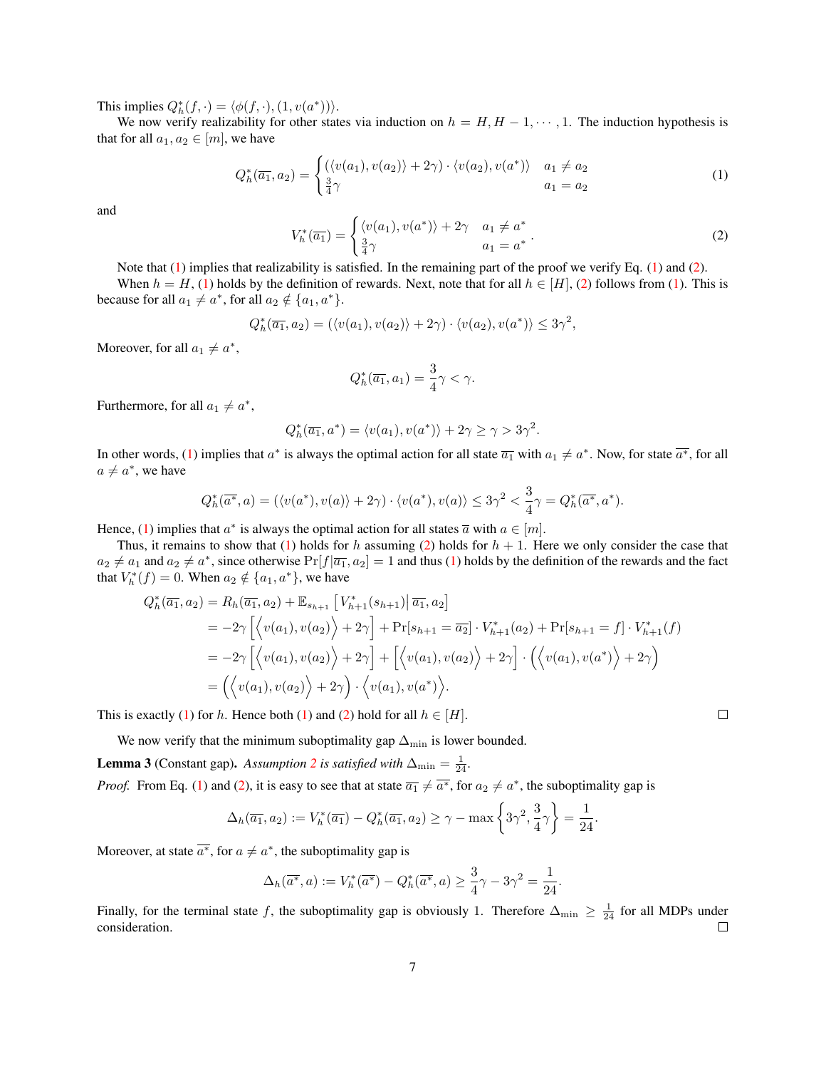This implies $Q_h^*(f, \cdot) = \langle \phi(f, \cdot), (1, v(a^*)) \rangle$.

We now verify realizability for other states via induction on $h = H, H-1, \cdots, 1$. The induction hypothesis is that for all $a_1, a_2 \in [m]$, we have

$$Q_h^*(\overline{a_1}, a_2) = \begin{cases} (\langle v(a_1), v(a_2) \rangle + 2\gamma) \cdot \langle v(a_2), v(a^*) \rangle & a_1 \neq a_2 \\ \frac{3}{4}\gamma & a_1 = a_2 \end{cases} \tag{1}$$

and

$$V_h^*(\overline{a_1}) = \begin{cases} \langle v(a_1), v(a^*) \rangle + 2\gamma & a_1 \neq a^* \\ \frac{3}{4}\gamma & a_1 = a^* \end{cases}. \tag{2}$$

Note that (1) implies that realizability is satisfied. In the remaining part of the proof we verify Eq. (1) and (2).

When $h = H$, (1) holds by the definition of rewards. Next, note that for all $h \in [H]$, (2) follows from (1). This is because for all $a_1 \neq a^*$, for all $a_2 \notin \{a_1, a^*\}$.

$$Q_h^*(\overline{a_1}, a_2) = (\langle v(a_1), v(a_2) \rangle + 2\gamma) \cdot \langle v(a_2), v(a^*) \rangle \leq 3\gamma^2,$$

Moreover, for all $a_1 \neq a^*$,

$$Q_h^*(\overline{a_1}, a_1) = \frac{3}{4}\gamma < \gamma.$$

Furthermore, for all $a_1 \neq a^*$,

$$Q_h^*(\overline{a_1}, a^*) = \langle v(a_1), v(a^*) \rangle + 2\gamma \geq \gamma > 3\gamma^2.$$

In other words, (1) implies that $a^*$ is always the optimal action for all state $\overline{a_1}$ with $a_1 \neq a^*$. Now, for state $\overline{a^*}$, for all $a \neq a^*$, we have

$$Q_h^*(\overline{a^*}, a) = (\langle v(a^*), v(a) \rangle + 2\gamma) \cdot \langle v(a^*), v(a) \rangle \leq 3\gamma^2 < \frac{3}{4}\gamma = Q_h^*(\overline{a^*}, a^*).$$

Hence, (1) implies that $a^*$ is always the optimal action for all states $\overline{a}$ with $a \in [m]$.

Thus, it remains to show that (1) holds for $h$ assuming (2) holds for $h+1$. Here we only consider the case that $a_2 \neq a_1$ and $a_2 \neq a^*$, since otherwise $\Pr[f | \overline{a_1}, a_2] = 1$ and thus (1) holds by the definition of the rewards and the fact that $V_h^*(f) = 0$. When $a_2 \notin \{a_1, a^*\}$, we have

$$\begin{aligned}
Q_h^*(\overline{a_1}, a_2) &= R_h(\overline{a_1}, a_2) + \mathbb{E}_{s_{h+1}}\left[ V_{h+1}^*(s_{h+1}) \middle| \overline{a_1}, a_2 \right] \\
&= -2\gamma \left[ \Big\langle v(a_1), v(a_2) \Big\rangle + 2\gamma \right] + \Pr[s_{h+1} = \overline{a_2}] \cdot V_{h+1}^*(a_2) + \Pr[s_{h+1} = f] \cdot V_{h+1}^*(f) \\
&= -2\gamma \left[ \Big\langle v(a_1), v(a_2) \Big\rangle + 2\gamma \right] + \left[ \Big\langle v(a_1), v(a_2) \Big\rangle + 2\gamma \right] \cdot \left( \Big\langle v(a_1), v(a^*) \Big\rangle + 2\gamma \right) \\
&= \left( \Big\langle v(a_1), v(a_2) \Big\rangle + 2\gamma \right) \cdot \Big\langle v(a_1), v(a^*) \Big\rangle.
\end{aligned}$$

This is exactly (1) for $h$. Hence both (1) and (2) hold for all $h \in [H]$. □

We now verify that the minimum suboptimality gap $\Delta_{\min}$ is lower bounded.

**Lemma 3** (Constant gap). *Assumption 2 is satisfied with* $\Delta_{\min} = \frac{1}{24}$.

*Proof.* From Eq. (1) and (2), it is easy to see that at state $\overline{a_1} \neq \overline{a^*}$, for $a_2 \neq a^*$, the suboptimality gap is

$$\Delta_h(\overline{a_1}, a_2) := V_h^*(\overline{a_1}) - Q_h^*(\overline{a_1}, a_2) \geq \gamma - \max\left\{ 3\gamma^2, \frac{3}{4}\gamma \right\} = \frac{1}{24}.$$

Moreover, at state $\overline{a^*}$, for $a \neq a^*$, the suboptimality gap is

$$\Delta_h(\overline{a^*}, a) := V_h^*(\overline{a^*}) - Q_h^*(\overline{a^*}, a) \geq \frac{3}{4}\gamma - 3\gamma^2 = \frac{1}{24}.$$

Finally, for the terminal state $f$, the suboptimality gap is obviously 1. Therefore $\Delta_{\min} \geq \frac{1}{24}$ for all MDPs under consideration. □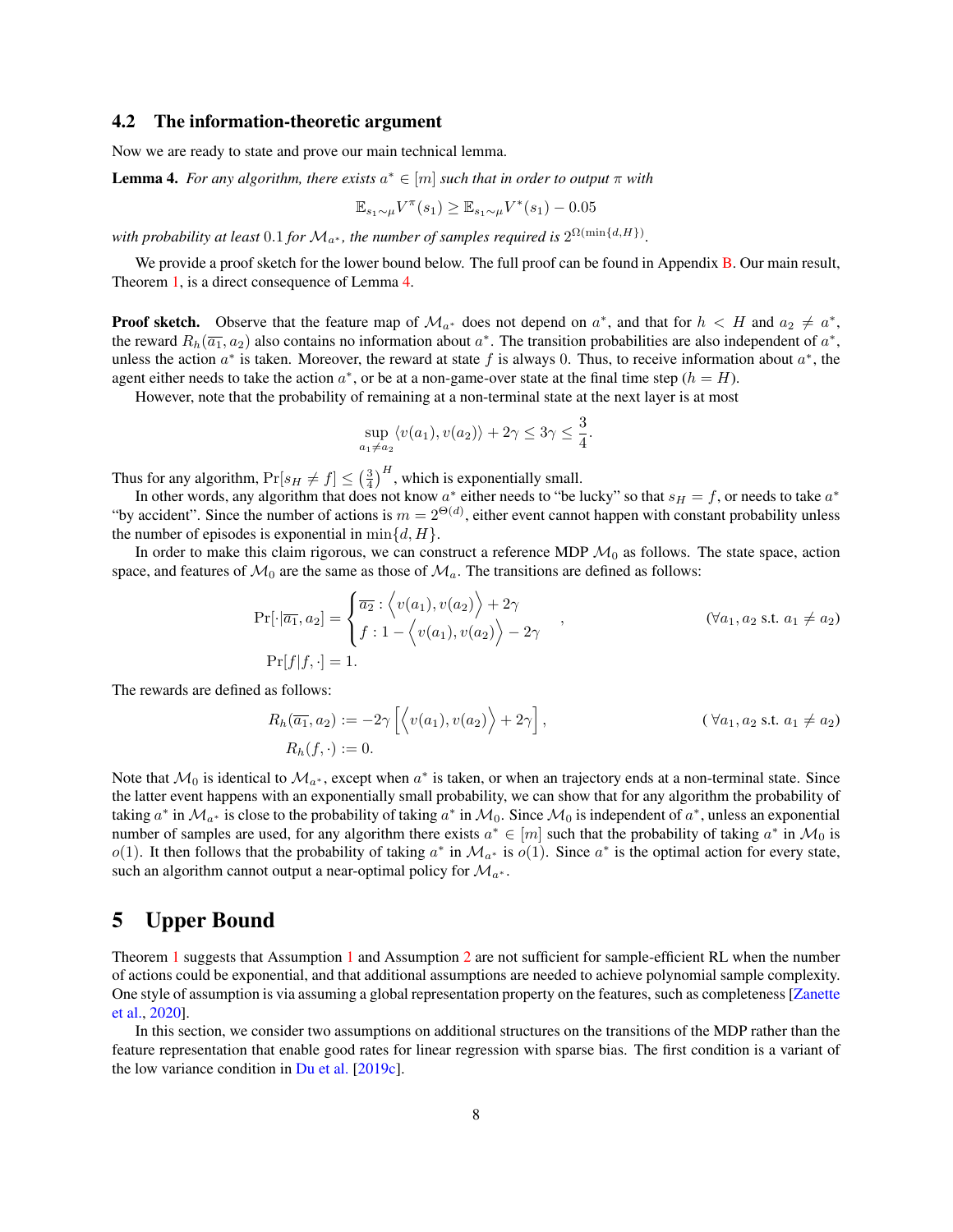### 4.2 The information-theoretic argument

Now we are ready to state and prove our main technical lemma.

**Lemma 4.** *For any algorithm, there exists $a^* \in [m]$ such that in order to output $\pi$ with*

$$\mathbb{E}_{s_1 \sim \mu} V^{\pi}(s_1) \geq \mathbb{E}_{s_1 \sim \mu} V^*(s_1) - 0.05$$

*with probability at least $0.1$ for $\mathcal{M}_{a^*}$, the number of samples required is $2^{\Omega(\min\{d,H\})}$.*

We provide a proof sketch for the lower bound below. The full proof can be found in Appendix B. Our main result, Theorem 1, is a direct consequence of Lemma 4.

**Proof sketch.** Observe that the feature map of $\mathcal{M}_{a^*}$ does not depend on $a^*$, and that for $h < H$ and $a_2 \neq a^*$, the reward $R_h(\overline{a_1}, a_2)$ also contains no information about $a^*$. The transition probabilities are also independent of $a^*$, unless the action $a^*$ is taken. Moreover, the reward at state $f$ is always $0$. Thus, to receive information about $a^*$, the agent either needs to take the action $a^*$, or be at a non-game-over state at the final time step ($h = H$).

However, note that the probability of remaining at a non-terminal state at the next layer is at most

$$\sup_{a_1 \neq a_2} \langle v(a_1), v(a_2) \rangle + 2\gamma \leq 3\gamma \leq \frac{3}{4}.$$

Thus for any algorithm, $\Pr[s_H \neq f] \leq \left(\frac{3}{4}\right)^H$, which is exponentially small.

In other words, any algorithm that does not know $a^*$ either needs to "be lucky" so that $s_H = f$, or needs to take $a^*$ "by accident". Since the number of actions is $m = 2^{\Theta(d)}$, either event cannot happen with constant probability unless the number of episodes is exponential in $\min\{d, H\}$.

In order to make this claim rigorous, we can construct a reference MDP $\mathcal{M}_0$ as follows. The state space, action space, and features of $\mathcal{M}_0$ are the same as those of $\mathcal{M}_a$. The transitions are defined as follows:

$$\Pr[\cdot|\overline{a_1}, a_2] = \begin{cases} \overline{a_2} : \Big\langle v(a_1), v(a_2) \Big\rangle + 2\gamma \\ f : 1 - \Big\langle v(a_1), v(a_2) \Big\rangle - 2\gamma \end{cases}, \qquad (\forall a_1, a_2 \text{ s.t. } a_1 \neq a_2)$$

$$\Pr[f|f, \cdot] = 1.$$

The rewards are defined as follows:

$$R_h(\overline{a_1}, a_2) := -2\gamma \left[ \Big\langle v(a_1), v(a_2) \Big\rangle + 2\gamma \right], \qquad (\forall a_1, a_2 \text{ s.t. } a_1 \neq a_2)$$

$$R_h(f, \cdot) := 0.$$

Note that $\mathcal{M}_0$ is identical to $\mathcal{M}_{a^*}$, except when $a^*$ is taken, or when an trajectory ends at a non-terminal state. Since the latter event happens with an exponentially small probability, we can show that for any algorithm the probability of taking $a^*$ in $\mathcal{M}_{a^*}$ is close to the probability of taking $a^*$ in $\mathcal{M}_0$. Since $\mathcal{M}_0$ is independent of $a^*$, unless an exponential number of samples are used, for any algorithm there exists $a^* \in [m]$ such that the probability of taking $a^*$ in $\mathcal{M}_0$ is $o(1)$. It then follows that the probability of taking $a^*$ in $\mathcal{M}_{a^*}$ is $o(1)$. Since $a^*$ is the optimal action for every state, such an algorithm cannot output a near-optimal policy for $\mathcal{M}_{a^*}$.

# 5 Upper Bound

Theorem 1 suggests that Assumption 1 and Assumption 2 are not sufficient for sample-efficient RL when the number of actions could be exponential, and that additional assumptions are needed to achieve polynomial sample complexity. One style of assumption is via assuming a global representation property on the features, such as completeness [Zanette et al., 2020].

In this section, we consider two assumptions on additional structures on the transitions of the MDP rather than the feature representation that enable good rates for linear regression with sparse bias. The first condition is a variant of the low variance condition in Du et al. [2019c].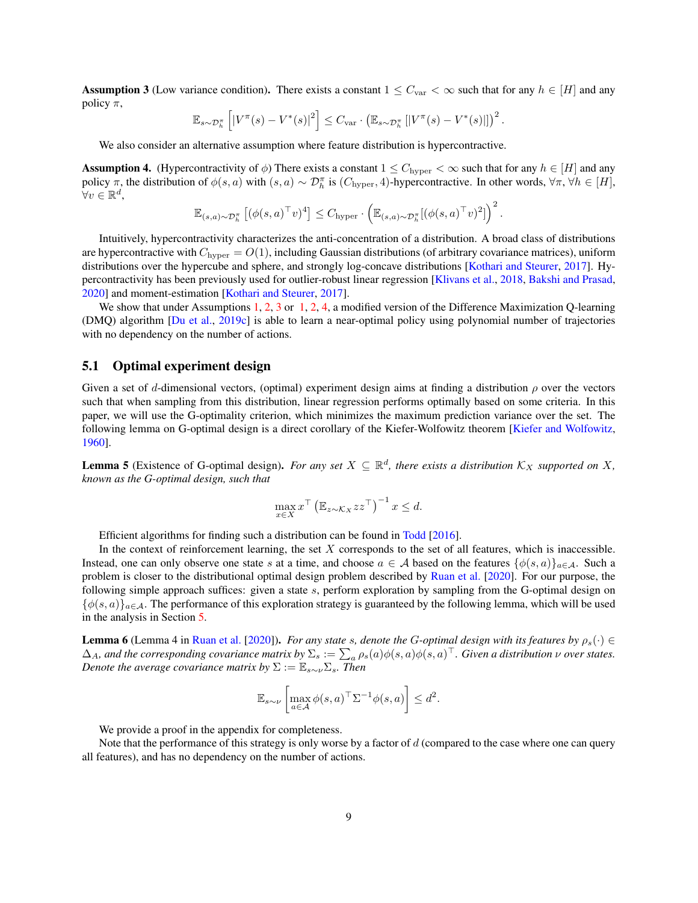**Assumption 3** (Low variance condition)**.** There exists a constant $1 \le C_{\mathrm{var}} < \infty$ such that for any $h \in [H]$ and any policy $\pi$,

$$\mathbb{E}_{s\sim\mathcal{D}_h^\pi}\left[|V^\pi(s) - V^*(s)|^2\right] \le C_{\mathrm{var}} \cdot \left(\mathbb{E}_{s\sim\mathcal{D}_h^\pi}\left[|V^\pi(s) - V^*(s)|\right]\right)^2.$$

We also consider an alternative assumption where feature distribution is hypercontractive.

**Assumption 4.** (Hypercontractivity of $\phi$) There exists a constant $1 \le C_{\mathrm{hyper}} < \infty$ such that for any $h \in [H]$ and any policy $\pi$, the distribution of $\phi(s,a)$ with $(s,a) \sim \mathcal{D}_h^\pi$ is $(C_{\mathrm{hyper}}, 4)$-hypercontractive. In other words, $\forall \pi$, $\forall h \in [H]$, $\forall v \in \mathbb{R}^d$,

$$\mathbb{E}_{(s,a)\sim\mathcal{D}_h^\pi}\left[(\phi(s,a)^\top v)^4\right] \le C_{\mathrm{hyper}} \cdot \left(\mathbb{E}_{(s,a)\sim\mathcal{D}_h^\pi}[(\phi(s,a)^\top v)^2]\right)^2.$$

Intuitively, hypercontractivity characterizes the anti-concentration of a distribution. A broad class of distributions are hypercontractive with $C_{\mathrm{hyper}} = O(1)$, including Gaussian distributions (of arbitrary covariance matrices), uniform distributions over the hypercube and sphere, and strongly log-concave distributions [Kothari and Steurer, 2017]. Hypercontractivity has been previously used for outlier-robust linear regression [Klivans et al., 2018, Bakshi and Prasad, 2020] and moment-estimation [Kothari and Steurer, 2017].

We show that under Assumptions 1, 2, 3 or 1, 2, 4, a modified version of the Difference Maximization Q-learning (DMQ) algorithm [Du et al., 2019c] is able to learn a near-optimal policy using polynomial number of trajectories with no dependency on the number of actions.

## 5.1 Optimal experiment design

Given a set of $d$-dimensional vectors, (optimal) experiment design aims at finding a distribution $\rho$ over the vectors such that when sampling from this distribution, linear regression performs optimally based on some criteria. In this paper, we will use the G-optimality criterion, which minimizes the maximum prediction variance over the set. The following lemma on G-optimal design is a direct corollary of the Kiefer-Wolfowitz theorem [Kiefer and Wolfowitz, 1960].

**Lemma 5** (Existence of G-optimal design)**.** *For any set $X \subseteq \mathbb{R}^d$, there exists a distribution $\mathcal{K}_X$ supported on $X$, known as the G-optimal design, such that*

$$\max_{x\in X} x^\top \left(\mathbb{E}_{z\sim\mathcal{K}_X} zz^\top\right)^{-1} x \le d.$$

Efficient algorithms for finding such a distribution can be found in Todd [2016].

In the context of reinforcement learning, the set $X$ corresponds to the set of all features, which is inaccessible. Instead, one can only observe one state $s$ at a time, and choose $a \in \mathcal{A}$ based on the features $\{\phi(s,a)\}_{a\in\mathcal{A}}$. Such a problem is closer to the distributional optimal design problem described by Ruan et al. [2020]. For our purpose, the following simple approach suffices: given a state $s$, perform exploration by sampling from the G-optimal design on $\{\phi(s,a)\}_{a\in\mathcal{A}}$. The performance of this exploration strategy is guaranteed by the following lemma, which will be used in the analysis in Section 5.

**Lemma 6** (Lemma 4 in Ruan et al. [2020])**.** *For any state $s$, denote the G-optimal design with its features by $\rho_s(\cdot) \in \Delta_A$, and the corresponding covariance matrix by $\Sigma_s := \sum_a \rho_s(a)\phi(s,a)\phi(s,a)^\top$. Given a distribution $\nu$ over states. Denote the average covariance matrix by $\Sigma := \mathbb{E}_{s\sim\nu}\Sigma_s$. Then*

$$\mathbb{E}_{s\sim\nu}\left[\max_{a\in\mathcal{A}} \phi(s,a)^\top \Sigma^{-1}\phi(s,a)\right] \le d^2.$$

We provide a proof in the appendix for completeness.

Note that the performance of this strategy is only worse by a factor of $d$ (compared to the case where one can query all features), and has no dependency on the number of actions.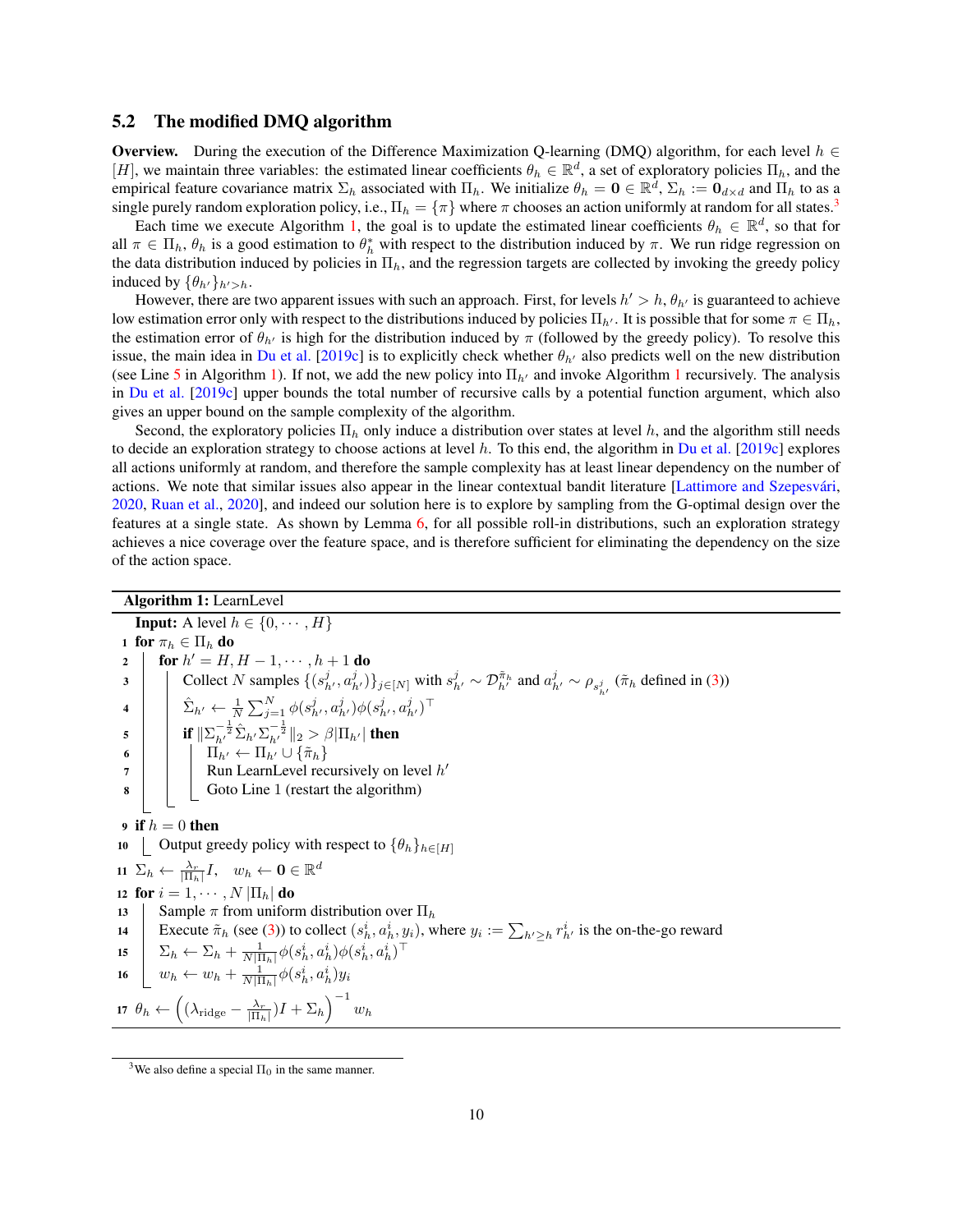## 5.2 The modified DMQ algorithm

**Overview.** During the execution of the Difference Maximization Q-learning (DMQ) algorithm, for each level $h \in [H]$, we maintain three variables: the estimated linear coefficients $\theta_h \in \mathbb{R}^d$, a set of exploratory policies $\Pi_h$, and the empirical feature covariance matrix $\Sigma_h$ associated with $\Pi_h$. We initialize $\theta_h = \mathbf{0} \in \mathbb{R}^d$, $\Sigma_h := \mathbf{0}_{d \times d}$ and $\Pi_h$ to as a single purely random exploration policy, i.e., $\Pi_h = \{\pi\}$ where $\pi$ chooses an action uniformly at random for all states.[3]

Each time we execute Algorithm 1, the goal is to update the estimated linear coefficients $\theta_h \in \mathbb{R}^d$, so that for all $\pi \in \Pi_h$, $\theta_h$ is a good estimation to $\theta_h^*$ with respect to the distribution induced by $\pi$. We run ridge regression on the data distribution induced by policies in $\Pi_h$, and the regression targets are collected by invoking the greedy policy induced by $\{\theta_{h'}\}_{h'>h}$.

However, there are two apparent issues with such an approach. First, for levels $h' > h$, $\theta_{h'}$ is guaranteed to achieve low estimation error only with respect to the distributions induced by policies $\Pi_{h'}$. It is possible that for some $\pi \in \Pi_h$, the estimation error of $\theta_{h'}$ is high for the distribution induced by $\pi$ (followed by the greedy policy). To resolve this issue, the main idea in Du et al. [2019c] is to explicitly check whether $\theta_{h'}$ also predicts well on the new distribution (see Line 5 in Algorithm 1). If not, we add the new policy into $\Pi_{h'}$ and invoke Algorithm 1 recursively. The analysis in Du et al. [2019c] upper bounds the total number of recursive calls by a potential function argument, which also gives an upper bound on the sample complexity of the algorithm.

Second, the exploratory policies $\Pi_h$ only induce a distribution over states at level $h$, and the algorithm still needs to decide an exploration strategy to choose actions at level $h$. To this end, the algorithm in Du et al. [2019c] explores all actions uniformly at random, and therefore the sample complexity has at least linear dependency on the number of actions. We note that similar issues also appear in the linear contextual bandit literature [Lattimore and Szepesvári, 2020, Ruan et al., 2020], and indeed our solution here is to explore by sampling from the G-optimal design over the features at a single state. As shown by Lemma 6, for all possible roll-in distributions, such an exploration strategy achieves a nice coverage over the feature space, and is therefore sufficient for eliminating the dependency on the size of the action space.

**Algorithm 1:** LearnLevel

```
   Input: A level h ∈ {0, ···, H}
1  for π_h ∈ Π_h do
2      for h' = H, H−1, ···, h+1 do
3          Collect N samples {(s^j_{h'}, a^j_{h'})}_{j∈[N]} with s^j_{h'} ~ D^{π̃_h}_{h'} and a^j_{h'} ~ ρ_{s^j_{h'}} (π̃_h defined in (3))
4          Σ̂_{h'} ← (1/N) Σ_{j=1}^N φ(s^j_{h'}, a^j_{h'}) φ(s^j_{h'}, a^j_{h'})^⊤
5          if ‖Σ_{h'}^{-1/2} Σ̂_{h'} Σ_{h'}^{-1/2}‖_2 > β|Π_{h'}| then
6              Π_{h'} ← Π_{h'} ∪ {π̃_h}
7              Run LearnLevel recursively on level h'
8              Goto Line 1 (restart the algorithm)
9  if h = 0 then
10     Output greedy policy with respect to {θ_h}_{h∈[H]}
11 Σ_h ← (λ_r / |Π_h|) I,   w_h ← 0 ∈ R^d
12 for i = 1, ···, N|Π_h| do
13     Sample π from uniform distribution over Π_h
14     Execute π̃_h (see (3)) to collect (s^i_h, a^i_h, y_i), where y_i := Σ_{h'≥h} r^i_{h'} is the on-the-go reward
15     Σ_h ← Σ_h + (1 / (N|Π_h|)) φ(s^i_h, a^i_h) φ(s^i_h, a^i_h)^⊤
16     w_h ← w_h + (1 / (N|Π_h|)) φ(s^i_h, a^i_h) y_i
17 θ_h ← ((λ_ridge − λ_r / |Π_h|) I + Σ_h)^{-1} w_h
```

Line 3: Collect $N$ samples $\{(s^j_{h'}, a^j_{h'})\}_{j \in [N]}$ with $s^j_{h'} \sim \mathcal{D}^{\tilde{\pi}_h}_{h'}$ and $a^j_{h'} \sim \rho_{s^j_{h'}}$ ($\tilde{\pi}_h$ defined in (3))

Line 4: $\hat{\Sigma}_{h'} \leftarrow \frac{1}{N}\sum_{j=1}^{N} \phi(s^j_{h'}, a^j_{h'})\phi(s^j_{h'}, a^j_{h'})^\top$

Line 5: **if** $\|\Sigma_{h'}^{-\frac{1}{2}} \hat{\Sigma}_{h'} \Sigma_{h'}^{-\frac{1}{2}}\|_2 > \beta|\Pi_{h'}|$ **then**

Line 11: $\Sigma_h \leftarrow \frac{\lambda_r}{|\Pi_h|} I, \quad w_h \leftarrow \mathbf{0} \in \mathbb{R}^d$

Line 15: $\Sigma_h \leftarrow \Sigma_h + \frac{1}{N|\Pi_h|}\phi(s^i_h, a^i_h)\phi(s^i_h, a^i_h)^\top$

Line 16: $w_h \leftarrow w_h + \frac{1}{N|\Pi_h|}\phi(s^i_h, a^i_h) y_i$

Line 17: $\theta_h \leftarrow \left((\lambda_{\text{ridge}} - \frac{\lambda_r}{|\Pi_h|})I + \Sigma_h\right)^{-1} w_h$

[3] We also define a special $\Pi_0$ in the same manner.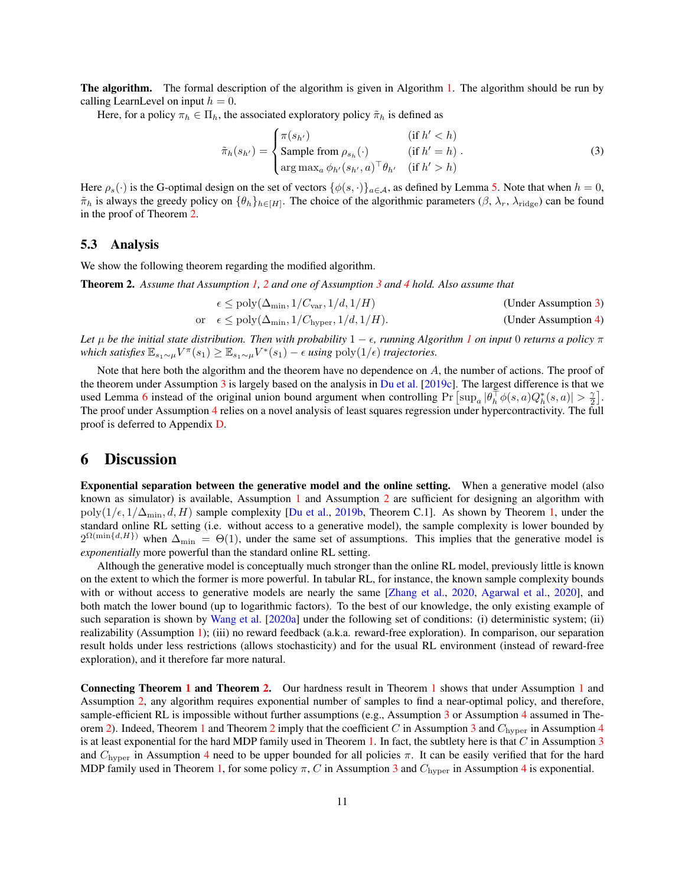**The algorithm.** The formal description of the algorithm is given in Algorithm 1. The algorithm should be run by calling LearnLevel on input $h = 0$.

Here, for a policy $\pi_h \in \Pi_h$, the associated exploratory policy $\tilde{\pi}_h$ is defined as

$$\tilde{\pi}_h(s_{h'}) = \begin{cases} \pi(s_{h'}) & (\text{if } h' < h) \\ \text{Sample from } \rho_{s_h}(\cdot) & (\text{if } h' = h) \\ \arg\max_a \phi_{h'}(s_{h'}, a)^\top \theta_{h'} & (\text{if } h' > h) \end{cases}. \tag{3}$$

Here $\rho_s(\cdot)$ is the G-optimal design on the set of vectors $\{\phi(s, \cdot)\}_{a \in \mathcal{A}}$, as defined by Lemma 5. Note that when $h = 0$, $\tilde{\pi}_h$ is always the greedy policy on $\{\theta_h\}_{h \in [H]}$. The choice of the algorithmic parameters ($\beta$, $\lambda_r$, $\lambda_{\text{ridge}}$) can be found in the proof of Theorem 2.

## 5.3 Analysis

We show the following theorem regarding the modified algorithm.

**Theorem 2.** *Assume that Assumption 1, 2 and one of Assumption 3 and 4 hold. Also assume that*

$$\epsilon \le \text{poly}(\Delta_{\min}, 1/C_{\text{var}}, 1/d, 1/H) \qquad \text{(Under Assumption 3)}$$

$$\text{or} \quad \epsilon \le \text{poly}(\Delta_{\min}, 1/C_{\text{hyper}}, 1/d, 1/H). \qquad \text{(Under Assumption 4)}$$

*Let $\mu$ be the initial state distribution. Then with probability $1 - \epsilon$, running Algorithm 1 on input 0 returns a policy $\pi$ which satisfies $\mathbb{E}_{s_1 \sim \mu} V^\pi(s_1) \ge \mathbb{E}_{s_1 \sim \mu} V^*(s_1) - \epsilon$ using $\text{poly}(1/\epsilon)$ trajectories.*

Note that here both the algorithm and the theorem have no dependence on $A$, the number of actions. The proof of the theorem under Assumption 3 is largely based on the analysis in Du et al. [2019c]. The largest difference is that we used Lemma 6 instead of the original union bound argument when controlling $\Pr\left[\sup_a |\theta_h^\top \phi(s,a) Q_h^*(s,a)| > \frac{\gamma}{2}\right]$. The proof under Assumption 4 relies on a novel analysis of least squares regression under hypercontractivity. The full proof is deferred to Appendix D.

# 6 Discussion

**Exponential separation between the generative model and the online setting.** When a generative model (also known as simulator) is available, Assumption 1 and Assumption 2 are sufficient for designing an algorithm with $\text{poly}(1/\epsilon, 1/\Delta_{\min}, d, H)$ sample complexity [Du et al., 2019b, Theorem C.1]. As shown by Theorem 1, under the standard online RL setting (i.e. without access to a generative model), the sample complexity is lower bounded by $2^{\Omega(\min\{d,H\})}$ when $\Delta_{\min} = \Theta(1)$, under the same set of assumptions. This implies that the generative model is *exponentially* more powerful than the standard online RL setting.

Although the generative model is conceptually much stronger than the online RL model, previously little is known on the extent to which the former is more powerful. In tabular RL, for instance, the known sample complexity bounds with or without access to generative models are nearly the same [Zhang et al., 2020, Agarwal et al., 2020], and both match the lower bound (up to logarithmic factors). To the best of our knowledge, the only existing example of such separation is shown by Wang et al. [2020a] under the following set of conditions: (i) deterministic system; (ii) realizability (Assumption 1); (iii) no reward feedback (a.k.a. reward-free exploration). In comparison, our separation result holds under less restrictions (allows stochasticity) and for the usual RL environment (instead of reward-free exploration), and it therefore far more natural.

**Connecting Theorem 1 and Theorem 2.** Our hardness result in Theorem 1 shows that under Assumption 1 and Assumption 2, any algorithm requires exponential number of samples to find a near-optimal policy, and therefore, sample-efficient RL is impossible without further assumptions (e.g., Assumption 3 or Assumption 4 assumed in Theorem 2). Indeed, Theorem 1 and Theorem 2 imply that the coefficient $C$ in Assumption 3 and $C_{\text{hyper}}$ in Assumption 4 is at least exponential for the hard MDP family used in Theorem 1. In fact, the subtlety here is that $C$ in Assumption 3 and $C_{\text{hyper}}$ in Assumption 4 need to be upper bounded for all policies $\pi$. It can be easily verified that for the hard MDP family used in Theorem 1, for some policy $\pi$, $C$ in Assumption 3 and $C_{\text{hyper}}$ in Assumption 4 is exponential.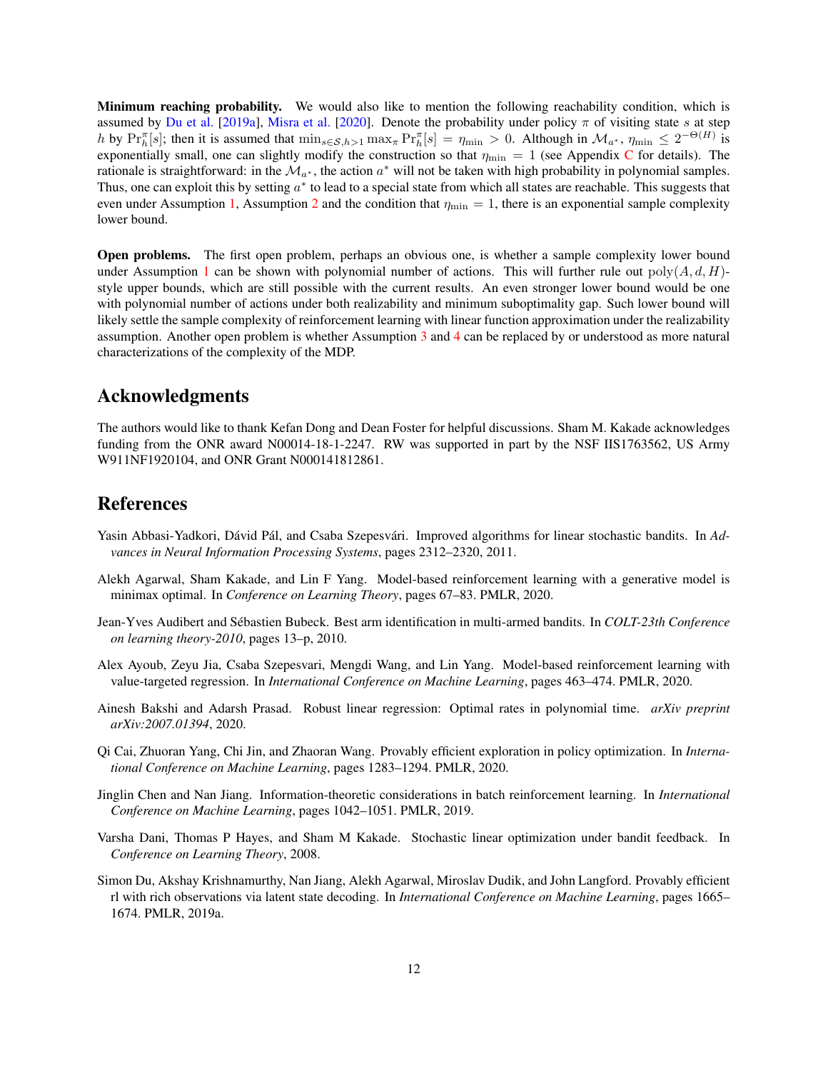**Minimum reaching probability.** We would also like to mention the following reachability condition, which is assumed by Du et al. [2019a], Misra et al. [2020]. Denote the probability under policy $\pi$ of visiting state $s$ at step $h$ by $\Pr_h^\pi[s]$; then it is assumed that $\min_{s \in \mathcal{S}, h>1} \max_\pi \Pr_h^\pi[s] = \eta_{\min} > 0$. Although in $\mathcal{M}_{a^*}$, $\eta_{\min} \le 2^{-\Theta(H)}$ is exponentially small, one can slightly modify the construction so that $\eta_{\min} = 1$ (see Appendix C for details). The rationale is straightforward: in the $\mathcal{M}_{a^*}$, the action $a^*$ will not be taken with high probability in polynomial samples. Thus, one can exploit this by setting $a^*$ to lead to a special state from which all states are reachable. This suggests that even under Assumption 1, Assumption 2 and the condition that $\eta_{\min} = 1$, there is an exponential sample complexity lower bound.

**Open problems.** The first open problem, perhaps an obvious one, is whether a sample complexity lower bound under Assumption 1 can be shown with polynomial number of actions. This will further rule out $\mathrm{poly}(A, d, H)$-style upper bounds, which are still possible with the current results. An even stronger lower bound would be one with polynomial number of actions under both realizability and minimum suboptimality gap. Such lower bound will likely settle the sample complexity of reinforcement learning with linear function approximation under the realizability assumption. Another open problem is whether Assumption 3 and 4 can be replaced by or understood as more natural characterizations of the complexity of the MDP.

## Acknowledgments

The authors would like to thank Kefan Dong and Dean Foster for helpful discussions. Sham M. Kakade acknowledges funding from the ONR award N00014-18-1-2247. RW was supported in part by the NSF IIS1763562, US Army W911NF1920104, and ONR Grant N000141812861.

## References

Yasin Abbasi-Yadkori, Dávid Pál, and Csaba Szepesvári. Improved algorithms for linear stochastic bandits. In *Advances in Neural Information Processing Systems*, pages 2312–2320, 2011.

Alekh Agarwal, Sham Kakade, and Lin F Yang. Model-based reinforcement learning with a generative model is minimax optimal. In *Conference on Learning Theory*, pages 67–83. PMLR, 2020.

Jean-Yves Audibert and Sébastien Bubeck. Best arm identification in multi-armed bandits. In *COLT-23th Conference on learning theory-2010*, pages 13–p, 2010.

Alex Ayoub, Zeyu Jia, Csaba Szepesvari, Mengdi Wang, and Lin Yang. Model-based reinforcement learning with value-targeted regression. In *International Conference on Machine Learning*, pages 463–474. PMLR, 2020.

Ainesh Bakshi and Adarsh Prasad. Robust linear regression: Optimal rates in polynomial time. *arXiv preprint arXiv:2007.01394*, 2020.

Qi Cai, Zhuoran Yang, Chi Jin, and Zhaoran Wang. Provably efficient exploration in policy optimization. In *International Conference on Machine Learning*, pages 1283–1294. PMLR, 2020.

Jinglin Chen and Nan Jiang. Information-theoretic considerations in batch reinforcement learning. In *International Conference on Machine Learning*, pages 1042–1051. PMLR, 2019.

Varsha Dani, Thomas P Hayes, and Sham M Kakade. Stochastic linear optimization under bandit feedback. In *Conference on Learning Theory*, 2008.

Simon Du, Akshay Krishnamurthy, Nan Jiang, Alekh Agarwal, Miroslav Dudik, and John Langford. Provably efficient rl with rich observations via latent state decoding. In *International Conference on Machine Learning*, pages 1665–1674. PMLR, 2019a.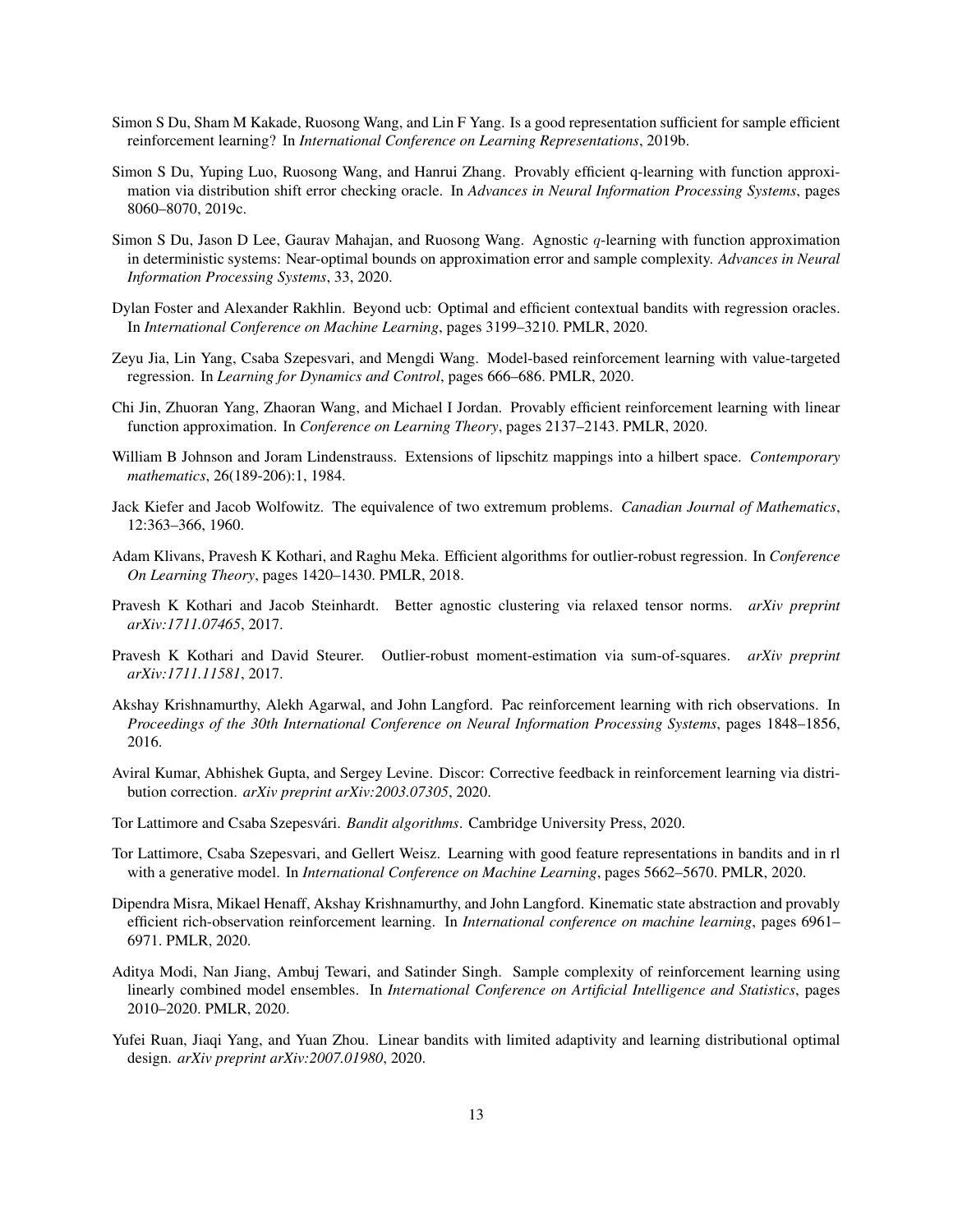Simon S Du, Sham M Kakade, Ruosong Wang, and Lin F Yang. Is a good representation sufficient for sample efficient reinforcement learning? In *International Conference on Learning Representations*, 2019b.

Simon S Du, Yuping Luo, Ruosong Wang, and Hanrui Zhang. Provably efficient q-learning with function approximation via distribution shift error checking oracle. In *Advances in Neural Information Processing Systems*, pages 8060–8070, 2019c.

Simon S Du, Jason D Lee, Gaurav Mahajan, and Ruosong Wang. Agnostic $q$-learning with function approximation in deterministic systems: Near-optimal bounds on approximation error and sample complexity. *Advances in Neural Information Processing Systems*, 33, 2020.

Dylan Foster and Alexander Rakhlin. Beyond ucb: Optimal and efficient contextual bandits with regression oracles. In *International Conference on Machine Learning*, pages 3199–3210. PMLR, 2020.

Zeyu Jia, Lin Yang, Csaba Szepesvari, and Mengdi Wang. Model-based reinforcement learning with value-targeted regression. In *Learning for Dynamics and Control*, pages 666–686. PMLR, 2020.

Chi Jin, Zhuoran Yang, Zhaoran Wang, and Michael I Jordan. Provably efficient reinforcement learning with linear function approximation. In *Conference on Learning Theory*, pages 2137–2143. PMLR, 2020.

William B Johnson and Joram Lindenstrauss. Extensions of lipschitz mappings into a hilbert space. *Contemporary mathematics*, 26(189-206):1, 1984.

Jack Kiefer and Jacob Wolfowitz. The equivalence of two extremum problems. *Canadian Journal of Mathematics*, 12:363–366, 1960.

Adam Klivans, Pravesh K Kothari, and Raghu Meka. Efficient algorithms for outlier-robust regression. In *Conference On Learning Theory*, pages 1420–1430. PMLR, 2018.

Pravesh K Kothari and Jacob Steinhardt. Better agnostic clustering via relaxed tensor norms. *arXiv preprint arXiv:1711.07465*, 2017.

Pravesh K Kothari and David Steurer. Outlier-robust moment-estimation via sum-of-squares. *arXiv preprint arXiv:1711.11581*, 2017.

Akshay Krishnamurthy, Alekh Agarwal, and John Langford. Pac reinforcement learning with rich observations. In *Proceedings of the 30th International Conference on Neural Information Processing Systems*, pages 1848–1856, 2016.

Aviral Kumar, Abhishek Gupta, and Sergey Levine. Discor: Corrective feedback in reinforcement learning via distribution correction. *arXiv preprint arXiv:2003.07305*, 2020.

Tor Lattimore and Csaba Szepesvári. *Bandit algorithms*. Cambridge University Press, 2020.

Tor Lattimore, Csaba Szepesvari, and Gellert Weisz. Learning with good feature representations in bandits and in rl with a generative model. In *International Conference on Machine Learning*, pages 5662–5670. PMLR, 2020.

Dipendra Misra, Mikael Henaff, Akshay Krishnamurthy, and John Langford. Kinematic state abstraction and provably efficient rich-observation reinforcement learning. In *International conference on machine learning*, pages 6961–6971. PMLR, 2020.

Aditya Modi, Nan Jiang, Ambuj Tewari, and Satinder Singh. Sample complexity of reinforcement learning using linearly combined model ensembles. In *International Conference on Artificial Intelligence and Statistics*, pages 2010–2020. PMLR, 2020.

Yufei Ruan, Jiaqi Yang, and Yuan Zhou. Linear bandits with limited adaptivity and learning distributional optimal design. *arXiv preprint arXiv:2007.01980*, 2020.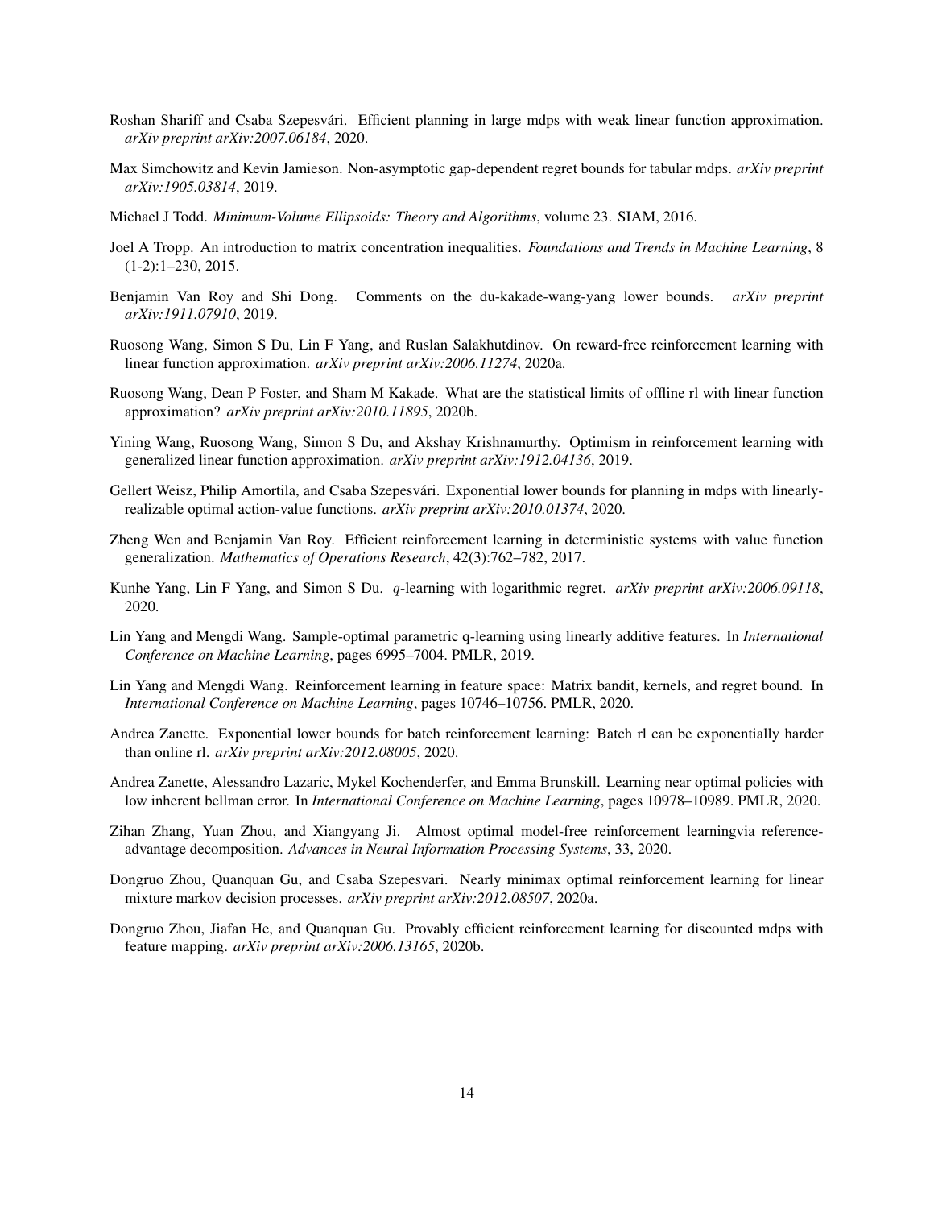Roshan Shariff and Csaba Szepesvári. Efficient planning in large mdps with weak linear function approximation. *arXiv preprint arXiv:2007.06184*, 2020.

Max Simchowitz and Kevin Jamieson. Non-asymptotic gap-dependent regret bounds for tabular mdps. *arXiv preprint arXiv:1905.03814*, 2019.

Michael J Todd. *Minimum-Volume Ellipsoids: Theory and Algorithms*, volume 23. SIAM, 2016.

Joel A Tropp. An introduction to matrix concentration inequalities. *Foundations and Trends in Machine Learning*, 8 (1-2):1–230, 2015.

Benjamin Van Roy and Shi Dong. Comments on the du-kakade-wang-yang lower bounds. *arXiv preprint arXiv:1911.07910*, 2019.

Ruosong Wang, Simon S Du, Lin F Yang, and Ruslan Salakhutdinov. On reward-free reinforcement learning with linear function approximation. *arXiv preprint arXiv:2006.11274*, 2020a.

Ruosong Wang, Dean P Foster, and Sham M Kakade. What are the statistical limits of offline rl with linear function approximation? *arXiv preprint arXiv:2010.11895*, 2020b.

Yining Wang, Ruosong Wang, Simon S Du, and Akshay Krishnamurthy. Optimism in reinforcement learning with generalized linear function approximation. *arXiv preprint arXiv:1912.04136*, 2019.

Gellert Weisz, Philip Amortila, and Csaba Szepesvári. Exponential lower bounds for planning in mdps with linearly-realizable optimal action-value functions. *arXiv preprint arXiv:2010.01374*, 2020.

Zheng Wen and Benjamin Van Roy. Efficient reinforcement learning in deterministic systems with value function generalization. *Mathematics of Operations Research*, 42(3):762–782, 2017.

Kunhe Yang, Lin F Yang, and Simon S Du. $q$-learning with logarithmic regret. *arXiv preprint arXiv:2006.09118*, 2020.

Lin Yang and Mengdi Wang. Sample-optimal parametric q-learning using linearly additive features. In *International Conference on Machine Learning*, pages 6995–7004. PMLR, 2019.

Lin Yang and Mengdi Wang. Reinforcement learning in feature space: Matrix bandit, kernels, and regret bound. In *International Conference on Machine Learning*, pages 10746–10756. PMLR, 2020.

Andrea Zanette. Exponential lower bounds for batch reinforcement learning: Batch rl can be exponentially harder than online rl. *arXiv preprint arXiv:2012.08005*, 2020.

Andrea Zanette, Alessandro Lazaric, Mykel Kochenderfer, and Emma Brunskill. Learning near optimal policies with low inherent bellman error. In *International Conference on Machine Learning*, pages 10978–10989. PMLR, 2020.

Zihan Zhang, Yuan Zhou, and Xiangyang Ji. Almost optimal model-free reinforcement learningvia reference-advantage decomposition. *Advances in Neural Information Processing Systems*, 33, 2020.

Dongruo Zhou, Quanquan Gu, and Csaba Szepesvari. Nearly minimax optimal reinforcement learning for linear mixture markov decision processes. *arXiv preprint arXiv:2012.08507*, 2020a.

Dongruo Zhou, Jiafan He, and Quanquan Gu. Provably efficient reinforcement learning for discounted mdps with feature mapping. *arXiv preprint arXiv:2006.13165*, 2020b.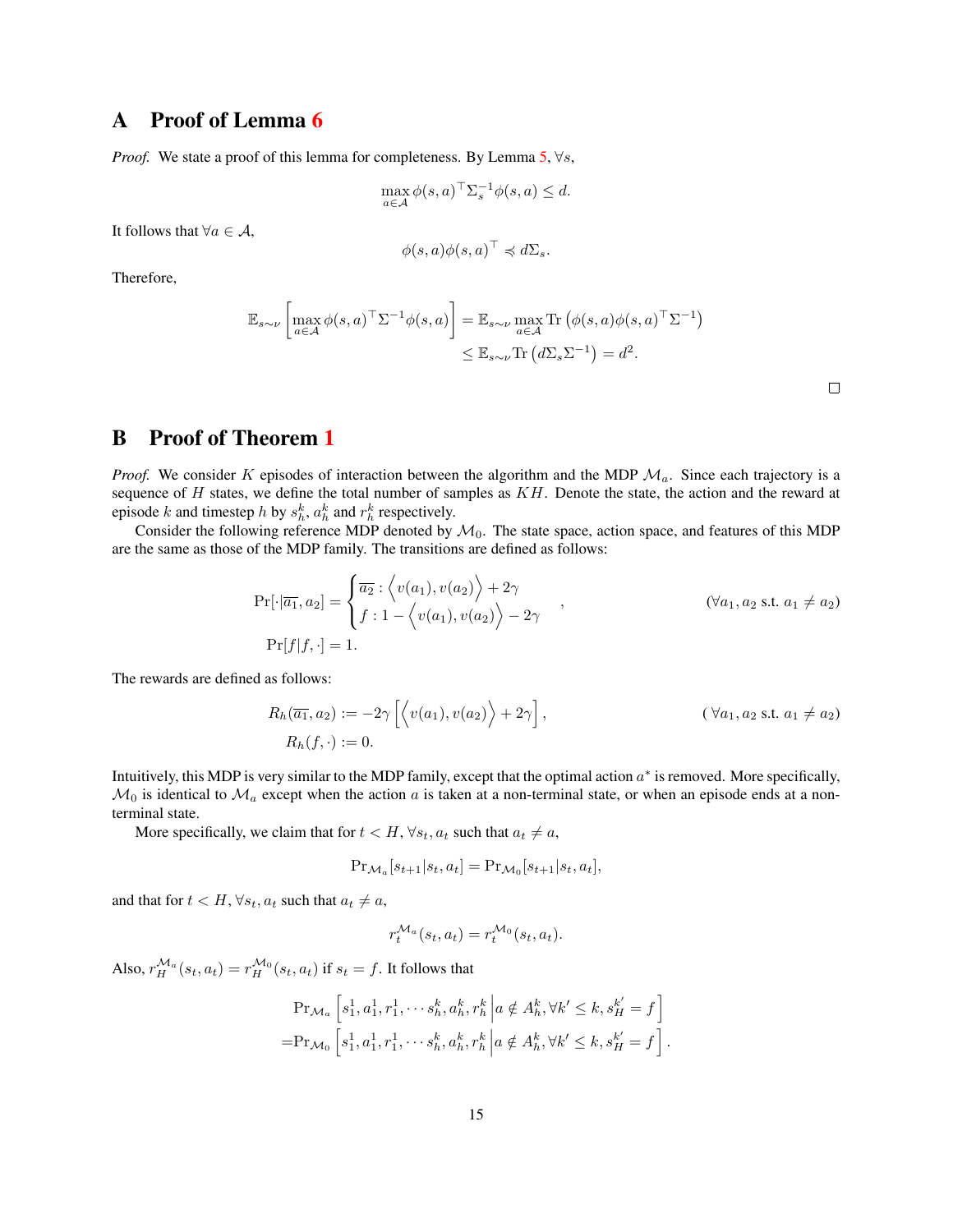# A Proof of Lemma 6

*Proof.* We state a proof of this lemma for completeness. By Lemma 5, $\forall s$,

$$\max_{a \in \mathcal{A}} \phi(s,a)^\top \Sigma_s^{-1} \phi(s,a) \leq d.$$

It follows that $\forall a \in \mathcal{A}$,

$$\phi(s,a)\phi(s,a)^\top \preccurlyeq d\Sigma_s.$$

Therefore,

$$\begin{aligned}
\mathbb{E}_{s \sim \nu}\left[\max_{a \in \mathcal{A}} \phi(s,a)^\top \Sigma^{-1} \phi(s,a)\right] &= \mathbb{E}_{s \sim \nu} \max_{a \in \mathcal{A}} \operatorname{Tr}\left(\phi(s,a)\phi(s,a)^\top \Sigma^{-1}\right) \\
&\leq \mathbb{E}_{s \sim \nu} \operatorname{Tr}\left(d\Sigma_s \Sigma^{-1}\right) = d^2.
\end{aligned}$$

□

# B Proof of Theorem 1

*Proof.* We consider $K$ episodes of interaction between the algorithm and the MDP $\mathcal{M}_a$. Since each trajectory is a sequence of $H$ states, we define the total number of samples as $KH$. Denote the state, the action and the reward at episode $k$ and timestep $h$ by $s_h^k$, $a_h^k$ and $r_h^k$ respectively.

Consider the following reference MDP denoted by $\mathcal{M}_0$. The state space, action space, and features of this MDP are the same as those of the MDP family. The transitions are defined as follows:

$$\begin{aligned}
\Pr[\cdot|\overline{a_1}, a_2] &= \begin{cases} \overline{a_2} : \left\langle v(a_1), v(a_2) \right\rangle + 2\gamma \\ f : 1 - \left\langle v(a_1), v(a_2) \right\rangle - 2\gamma \end{cases}, \qquad (\forall a_1, a_2 \text{ s.t. } a_1 \neq a_2) \\
\Pr[f|f, \cdot] &= 1.
\end{aligned}$$

The rewards are defined as follows:

$$\begin{aligned}
R_h(\overline{a_1}, a_2) &:= -2\gamma \left[\left\langle v(a_1), v(a_2) \right\rangle + 2\gamma\right], \qquad (\forall a_1, a_2 \text{ s.t. } a_1 \neq a_2) \\
R_h(f, \cdot) &:= 0.
\end{aligned}$$

Intuitively, this MDP is very similar to the MDP family, except that the optimal action $a^*$ is removed. More specifically, $\mathcal{M}_0$ is identical to $\mathcal{M}_a$ except when the action $a$ is taken at a non-terminal state, or when an episode ends at a non-terminal state.

More specifically, we claim that for $t < H$, $\forall s_t, a_t$ such that $a_t \neq a$,

$$\Pr_{\mathcal{M}_a}[s_{t+1}|s_t, a_t] = \Pr_{\mathcal{M}_0}[s_{t+1}|s_t, a_t],$$

and that for $t < H$, $\forall s_t, a_t$ such that $a_t \neq a$,

$$r_t^{\mathcal{M}_a}(s_t, a_t) = r_t^{\mathcal{M}_0}(s_t, a_t).$$

Also, $r_H^{\mathcal{M}_a}(s_t, a_t) = r_H^{\mathcal{M}_0}(s_t, a_t)$ if $s_t = f$. It follows that

$$\begin{aligned}
&\Pr_{\mathcal{M}_a}\left[s_1^1, a_1^1, r_1^1, \cdots s_h^k, a_h^k, r_h^k \,\middle|\, a \notin A_h^k, \forall k' \leq k, s_H^{k'} = f\right] \\
=&\Pr_{\mathcal{M}_0}\left[s_1^1, a_1^1, r_1^1, \cdots s_h^k, a_h^k, r_h^k \,\middle|\, a \notin A_h^k, \forall k' \leq k, s_H^{k'} = f\right].
\end{aligned}$$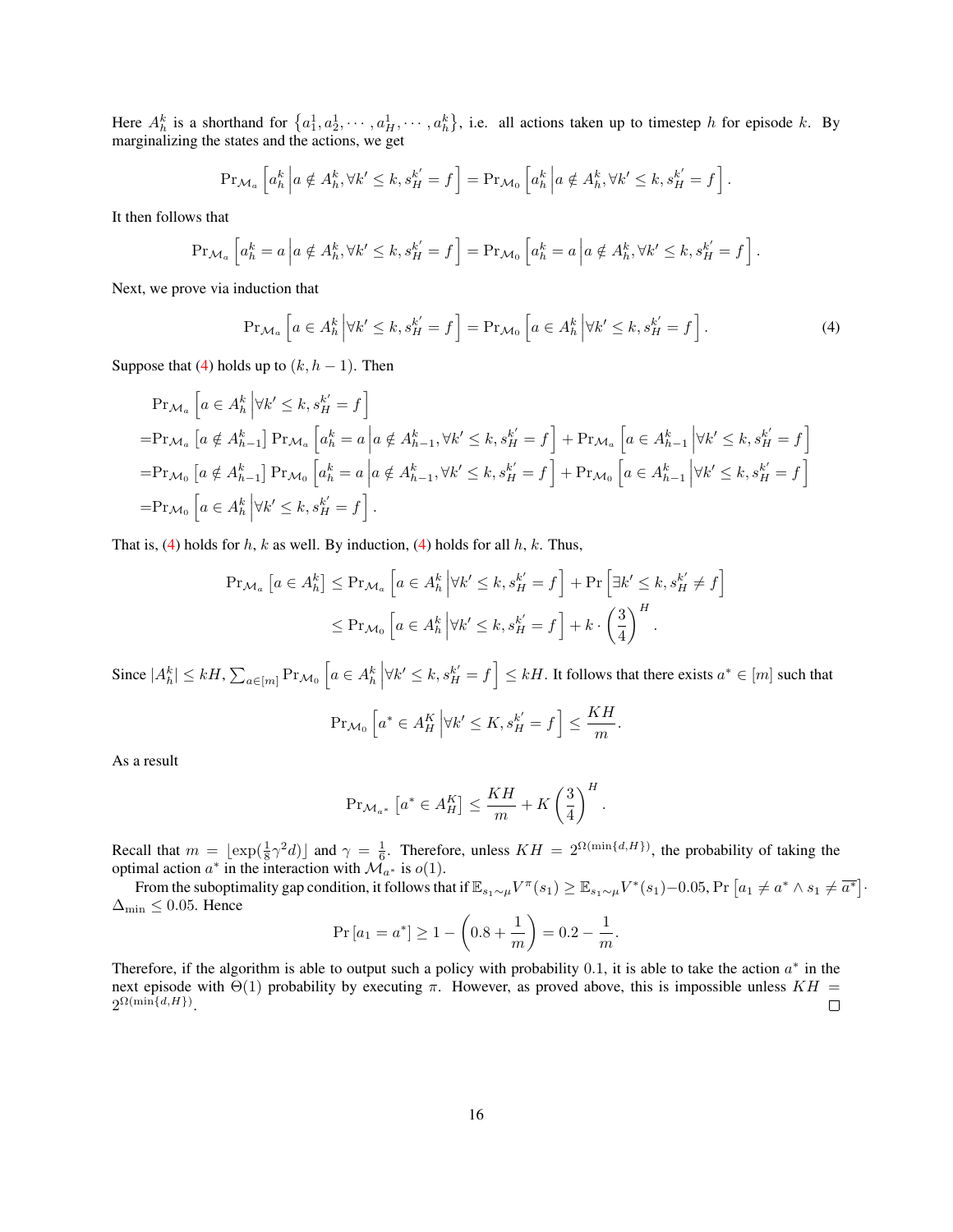Here $A_h^k$ is a shorthand for $\{a_1^1, a_2^1, \cdots, a_H^1, \cdots, a_h^k\}$, i.e. all actions taken up to timestep $h$ for episode $k$. By marginalizing the states and the actions, we get

$$\Pr_{\mathcal{M}_a}\left[a_h^k \,\middle|\, a \notin A_h^k, \forall k' \leq k, s_H^{k'} = f\right] = \Pr_{\mathcal{M}_0}\left[a_h^k \,\middle|\, a \notin A_h^k, \forall k' \leq k, s_H^{k'} = f\right].$$

It then follows that

$$\Pr_{\mathcal{M}_a}\left[a_h^k = a \,\middle|\, a \notin A_h^k, \forall k' \leq k, s_H^{k'} = f\right] = \Pr_{\mathcal{M}_0}\left[a_h^k = a \,\middle|\, a \notin A_h^k, \forall k' \leq k, s_H^{k'} = f\right].$$

Next, we prove via induction that

$$\Pr_{\mathcal{M}_a}\left[a \in A_h^k \,\middle|\, \forall k' \leq k, s_H^{k'} = f\right] = \Pr_{\mathcal{M}_0}\left[a \in A_h^k \,\middle|\, \forall k' \leq k, s_H^{k'} = f\right]. \tag{4}$$

Suppose that (4) holds up to $(k, h-1)$. Then

$$\begin{aligned}
&\Pr_{\mathcal{M}_a}\left[a \in A_h^k \,\middle|\, \forall k' \leq k, s_H^{k'} = f\right] \\
=&\Pr_{\mathcal{M}_a}\left[a \notin A_{h-1}^k\right] \Pr_{\mathcal{M}_a}\left[a_h^k = a \,\middle|\, a \notin A_{h-1}^k, \forall k' \leq k, s_H^{k'} = f\right] + \Pr_{\mathcal{M}_a}\left[a \in A_{h-1}^k \,\middle|\, \forall k' \leq k, s_H^{k'} = f\right] \\
=&\Pr_{\mathcal{M}_0}\left[a \notin A_{h-1}^k\right] \Pr_{\mathcal{M}_0}\left[a_h^k = a \,\middle|\, a \notin A_{h-1}^k, \forall k' \leq k, s_H^{k'} = f\right] + \Pr_{\mathcal{M}_0}\left[a \in A_{h-1}^k \,\middle|\, \forall k' \leq k, s_H^{k'} = f\right] \\
=&\Pr_{\mathcal{M}_0}\left[a \in A_h^k \,\middle|\, \forall k' \leq k, s_H^{k'} = f\right].
\end{aligned}$$

That is, (4) holds for $h$, $k$ as well. By induction, (4) holds for all $h$, $k$. Thus,

$$\begin{aligned}
\Pr_{\mathcal{M}_a}\left[a \in A_h^k\right] &\leq \Pr_{\mathcal{M}_a}\left[a \in A_h^k \,\middle|\, \forall k' \leq k, s_H^{k'} = f\right] + \Pr\left[\exists k' \leq k, s_H^{k'} \neq f\right] \\
&\leq \Pr_{\mathcal{M}_0}\left[a \in A_h^k \,\middle|\, \forall k' \leq k, s_H^{k'} = f\right] + k \cdot \left(\frac{3}{4}\right)^H.
\end{aligned}$$

Since $|A_h^k| \leq kH$, $\sum_{a \in [m]} \Pr_{\mathcal{M}_0}\left[a \in A_h^k \,\middle|\, \forall k' \leq k, s_H^{k'} = f\right] \leq kH$. It follows that there exists $a^* \in [m]$ such that

$$\Pr_{\mathcal{M}_0}\left[a^* \in A_H^K \,\middle|\, \forall k' \leq K, s_H^{k'} = f\right] \leq \frac{KH}{m}.$$

As a result

$$\Pr_{\mathcal{M}_{a^*}}\left[a^* \in A_H^K\right] \leq \frac{KH}{m} + K\left(\frac{3}{4}\right)^H.$$

Recall that $m = \lfloor \exp(\frac{1}{8}\gamma^2 d) \rfloor$ and $\gamma = \frac{1}{6}$. Therefore, unless $KH = 2^{\Omega(\min\{d,H\})}$, the probability of taking the optimal action $a^*$ in the interaction with $\mathcal{M}_{a^*}$ is $o(1)$.

From the suboptimality gap condition, it follows that if $\mathbb{E}_{s_1 \sim \mu} V^\pi(s_1) \geq \mathbb{E}_{s_1 \sim \mu} V^*(s_1) - 0.05$, $\Pr\left[a_1 \neq a^* \wedge s_1 \neq \overline{a^*}\right] \cdot \Delta_{\min} \leq 0.05$. Hence

$$\Pr\left[a_1 = a^*\right] \geq 1 - \left(0.8 + \frac{1}{m}\right) = 0.2 - \frac{1}{m}.$$

Therefore, if the algorithm is able to output such a policy with probability 0.1, it is able to take the action $a^*$ in the next episode with $\Theta(1)$ probability by executing $\pi$. However, as proved above, this is impossible unless $KH = 2^{\Omega(\min\{d,H\})}$. $\square$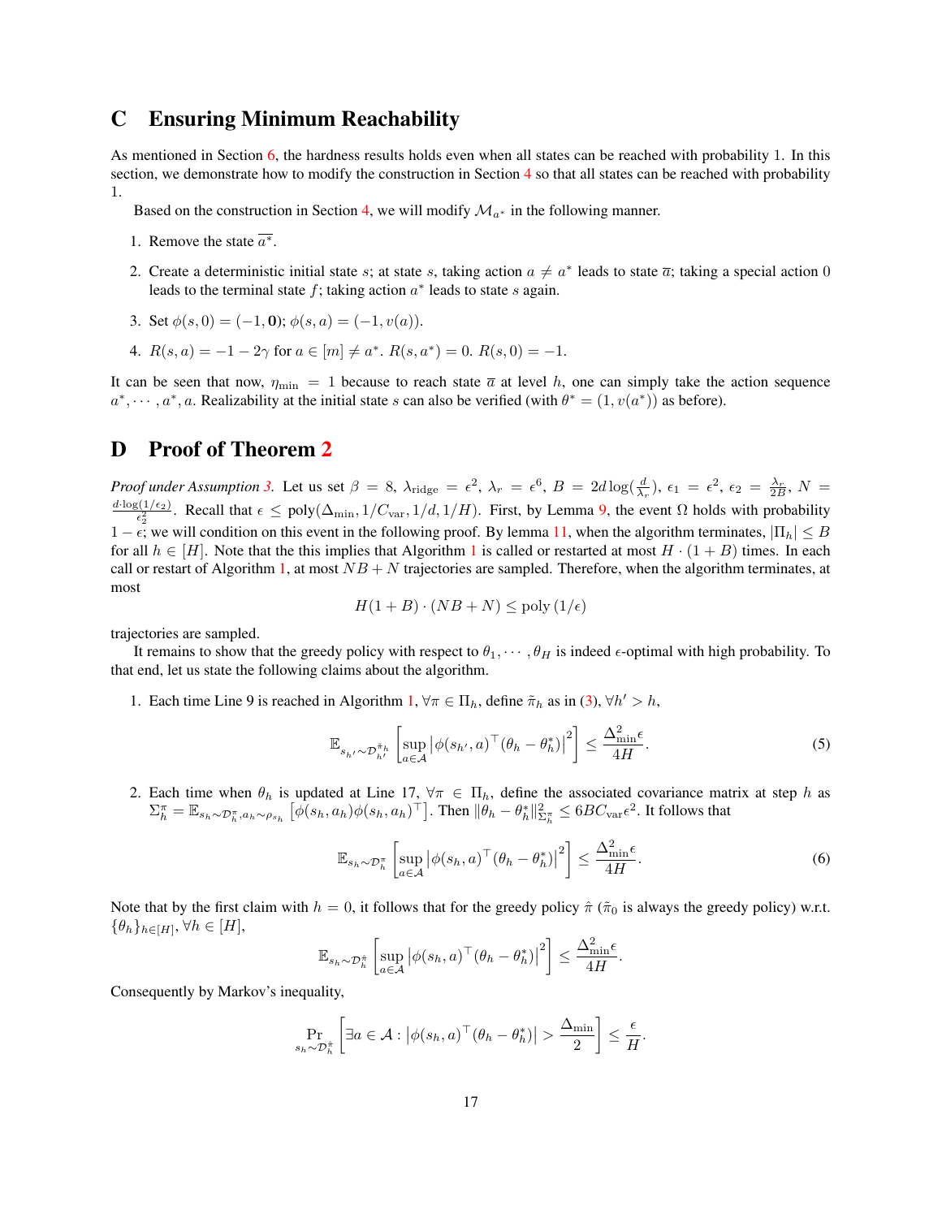# C Ensuring Minimum Reachability

As mentioned in Section 6, the hardness results holds even when all states can be reached with probability 1. In this section, we demonstrate how to modify the construction in Section 4 so that all states can be reached with probability 1.

Based on the construction in Section 4, we will modify $\mathcal{M}_{a^*}$ in the following manner.

1. Remove the state $\overline{a^*}$.
2. Create a deterministic initial state $s$; at state $s$, taking action $a \neq a^*$ leads to state $\overline{a}$; taking a special action 0 leads to the terminal state $f$; taking action $a^*$ leads to state $s$ again.
3. Set $\phi(s, 0) = (-1, \mathbf{0})$; $\phi(s, a) = (-1, v(a))$.
4. $R(s, a) = -1 - 2\gamma$ for $a \in [m] \neq a^*$. $R(s, a^*) = 0$. $R(s, 0) = -1$.

It can be seen that now, $\eta_{\min} = 1$ because to reach state $\overline{a}$ at level $h$, one can simply take the action sequence $a^*, \cdots, a^*, a$. Realizability at the initial state $s$ can also be verified (with $\theta^* = (1, v(a^*))$ as before).

# D Proof of Theorem 2

*Proof under Assumption 3.* Let us set $\beta = 8$, $\lambda_{\text{ridge}} = \epsilon^2$, $\lambda_r = \epsilon^6$, $B = 2d\log(\frac{d}{\lambda_r})$, $\epsilon_1 = \epsilon^2$, $\epsilon_2 = \frac{\lambda_r}{2B}$, $N = \frac{d \cdot \log(1/\epsilon_2)}{\epsilon_2^2}$. Recall that $\epsilon \leq \text{poly}(\Delta_{\min}, 1/C_{\text{var}}, 1/d, 1/H)$. First, by Lemma 9, the event $\Omega$ holds with probability $1 - \epsilon$; we will condition on this event in the following proof. By lemma 11, when the algorithm terminates, $|\Pi_h| \leq B$ for all $h \in [H]$. Note that the this implies that Algorithm 1 is called or restarted at most $H \cdot (1 + B)$ times. In each call or restart of Algorithm 1, at most $NB + N$ trajectories are sampled. Therefore, when the algorithm terminates, at most

$$H(1 + B) \cdot (NB + N) \leq \text{poly}\left(1/\epsilon\right)$$

trajectories are sampled.

It remains to show that the greedy policy with respect to $\theta_1, \cdots, \theta_H$ is indeed $\epsilon$-optimal with high probability. To that end, let us state the following claims about the algorithm.

1. Each time Line 9 is reached in Algorithm 1, $\forall \pi \in \Pi_h$, define $\tilde{\pi}_h$ as in (3), $\forall h' > h$,

$$\mathbb{E}_{s_{h'} \sim \mathcal{D}_{h'}^{\tilde{\pi}_h}} \left[\sup_{a \in \mathcal{A}} \left|\phi(s_{h'}, a)^\top (\theta_h - \theta_h^*)\right|^2\right] \leq \frac{\Delta_{\min}^2 \epsilon}{4H}. \tag{5}$$

2. Each time when $\theta_h$ is updated at Line 17, $\forall \pi \in \Pi_h$, define the associated covariance matrix at step $h$ as $\Sigma_h^\pi = \mathbb{E}_{s_h \sim \mathcal{D}_h^\pi, a_h \sim \rho_{s_h}}\left[\phi(s_h, a_h)\phi(s_h, a_h)^\top\right]$. Then $\|\theta_h - \theta_h^*\|_{\Sigma_h^\pi}^2 \leq 6BC_{\text{var}}\epsilon^2$. It follows that

$$\mathbb{E}_{s_h \sim \mathcal{D}_h^\pi} \left[\sup_{a \in \mathcal{A}} \left|\phi(s_h, a)^\top (\theta_h - \theta_h^*)\right|^2\right] \leq \frac{\Delta_{\min}^2 \epsilon}{4H}. \tag{6}$$

Note that by the first claim with $h = 0$, it follows that for the greedy policy $\hat{\pi}$ ($\tilde{\pi}_0$ is always the greedy policy) w.r.t. $\{\theta_h\}_{h \in [H]}$, $\forall h \in [H]$,

$$\mathbb{E}_{s_h \sim \mathcal{D}_h^{\hat{\pi}}} \left[\sup_{a \in \mathcal{A}} \left|\phi(s_h, a)^\top (\theta_h - \theta_h^*)\right|^2\right] \leq \frac{\Delta_{\min}^2 \epsilon}{4H}.$$

Consequently by Markov's inequality,

$$\Pr_{s_h \sim \mathcal{D}_h^{\hat{\pi}}} \left[\exists a \in \mathcal{A} : \left|\phi(s_h, a)^\top (\theta_h - \theta_h^*)\right| > \frac{\Delta_{\min}}{2}\right] \leq \frac{\epsilon}{H}.$$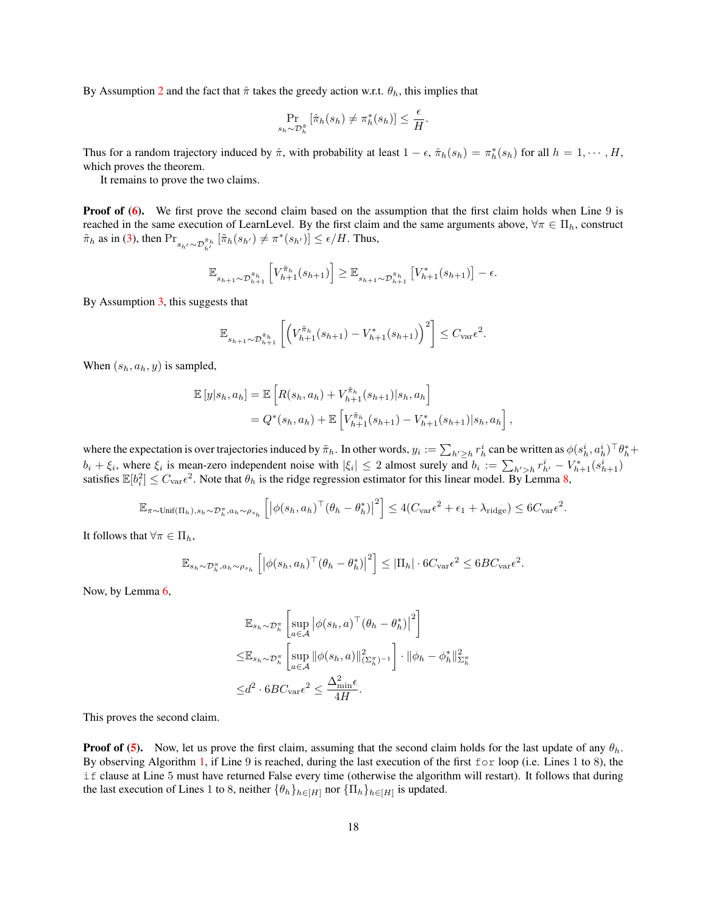By Assumption 2 and the fact that $\hat{\pi}$ takes the greedy action w.r.t. $\theta_h$, this implies that

$$\Pr_{s_h \sim \mathcal{D}_h^{\hat{\pi}}} [\hat{\pi}_h(s_h) \neq \pi_h^*(s_h)] \leq \frac{\epsilon}{H}.$$

Thus for a random trajectory induced by $\hat{\pi}$, with probability at least $1-\epsilon$, $\hat{\pi}_h(s_h) = \pi_h^*(s_h)$ for all $h = 1, \cdots, H$, which proves the theorem.

It remains to prove the two claims.

**Proof of (6).** We first prove the second claim based on the assumption that the first claim holds when Line 9 is reached in the same execution of LearnLevel. By the first claim and the same arguments above, $\forall \pi \in \Pi_h$, construct $\tilde{\pi}_h$ as in (3), then $\Pr_{s_{h'} \sim \mathcal{D}_{h'}^{\tilde{\pi}_h}} [\tilde{\pi}_h(s_{h'}) \neq \pi^*(s_{h'})] \leq \epsilon / H$. Thus,

$$\mathbb{E}_{s_{h+1} \sim \mathcal{D}_{h+1}^{\tilde{\pi}_h}} \left[ V_{h+1}^{\tilde{\pi}_h}(s_{h+1}) \right] \geq \mathbb{E}_{s_{h+1} \sim \mathcal{D}_{h+1}^{\tilde{\pi}_h}} \left[ V_{h+1}^*(s_{h+1}) \right] - \epsilon.$$

By Assumption 3, this suggests that

$$\mathbb{E}_{s_{h+1} \sim \mathcal{D}_{h+1}^{\tilde{\pi}_h}} \left[ \left( V_{h+1}^{\tilde{\pi}_h}(s_{h+1}) - V_{h+1}^*(s_{h+1}) \right)^2 \right] \leq C_{\mathrm{var}} \epsilon^2.$$

When $(s_h, a_h, y)$ is sampled,

$$\begin{aligned}
\mathbb{E}[y | s_h, a_h] &= \mathbb{E}\left[ R(s_h, a_h) + V_{h+1}^{\tilde{\pi}_h}(s_{h+1}) | s_h, a_h \right] \\
&= Q^*(s_h, a_h) + \mathbb{E}\left[ V_{h+1}^{\tilde{\pi}_h}(s_{h+1}) - V_{h+1}^*(s_{h+1}) | s_h, a_h \right],
\end{aligned}$$

where the expectation is over trajectories induced by $\tilde{\pi}_h$. In other words, $y_i := \sum_{h' \geq h} r_h^i$ can be written as $\phi(s_h^i, a_h^i)^\top \theta_h^* + b_i + \xi_i$, where $\xi_i$ is mean-zero independent noise with $|\xi_i| \leq 2$ almost surely and $b_i := \sum_{h' > h} r_{h'}^i - V_{h+1}^*(s_{h+1}^i)$ satisfies $\mathbb{E}[b_i^2] \leq C_{\mathrm{var}} \epsilon^2$. Note that $\theta_h$ is the ridge regression estimator for this linear model. By Lemma 8,

$$\mathbb{E}_{\pi \sim \mathrm{Unif}(\Pi_h), s_h \sim \mathcal{D}_h^\pi, a_h \sim \rho_{s_h}} \left[ \left| \phi(s_h, a_h)^\top (\theta_h - \theta_h^*) \right|^2 \right] \leq 4(C_{\mathrm{var}} \epsilon^2 + \epsilon_1 + \lambda_{\mathrm{ridge}}) \leq 6 C_{\mathrm{var}} \epsilon^2.$$

It follows that $\forall \pi \in \Pi_h$,

$$\mathbb{E}_{s_h \sim \mathcal{D}_h^\pi, a_h \sim \rho_{s_h}} \left[ \left| \phi(s_h, a_h)^\top (\theta_h - \theta_h^*) \right|^2 \right] \leq |\Pi_h| \cdot 6 C_{\mathrm{var}} \epsilon^2 \leq 6 B C_{\mathrm{var}} \epsilon^2.$$

Now, by Lemma 6,

$$\begin{aligned}
&\mathbb{E}_{s_h \sim \mathcal{D}_h^\pi} \left[ \sup_{a \in \mathcal{A}} \left| \phi(s_h, a)^\top (\theta_h - \theta_h^*) \right|^2 \right] \\
\leq &\mathbb{E}_{s_h \sim \mathcal{D}_h^\pi} \left[ \sup_{a \in \mathcal{A}} \| \phi(s_h, a) \|^2_{(\Sigma_h^\pi)^{-1}} \right] \cdot \| \phi_h - \phi_h^* \|^2_{\Sigma_h^\pi} \\
\leq &d^2 \cdot 6 B C_{\mathrm{var}} \epsilon^2 \leq \frac{\Delta_{\min}^2 \epsilon}{4H}.
\end{aligned}$$

This proves the second claim.

**Proof of (5).** Now, let us prove the first claim, assuming that the second claim holds for the last update of any $\theta_h$. By observing Algorithm 1, if Line 9 is reached, during the last execution of the first `for` loop (i.e. Lines 1 to 8), the `if` clause at Line 5 must have returned False every time (otherwise the algorithm will restart). It follows that during the last execution of Lines 1 to 8, neither $\{\theta_h\}_{h \in [H]}$ nor $\{\Pi_h\}_{h \in [H]}$ is updated.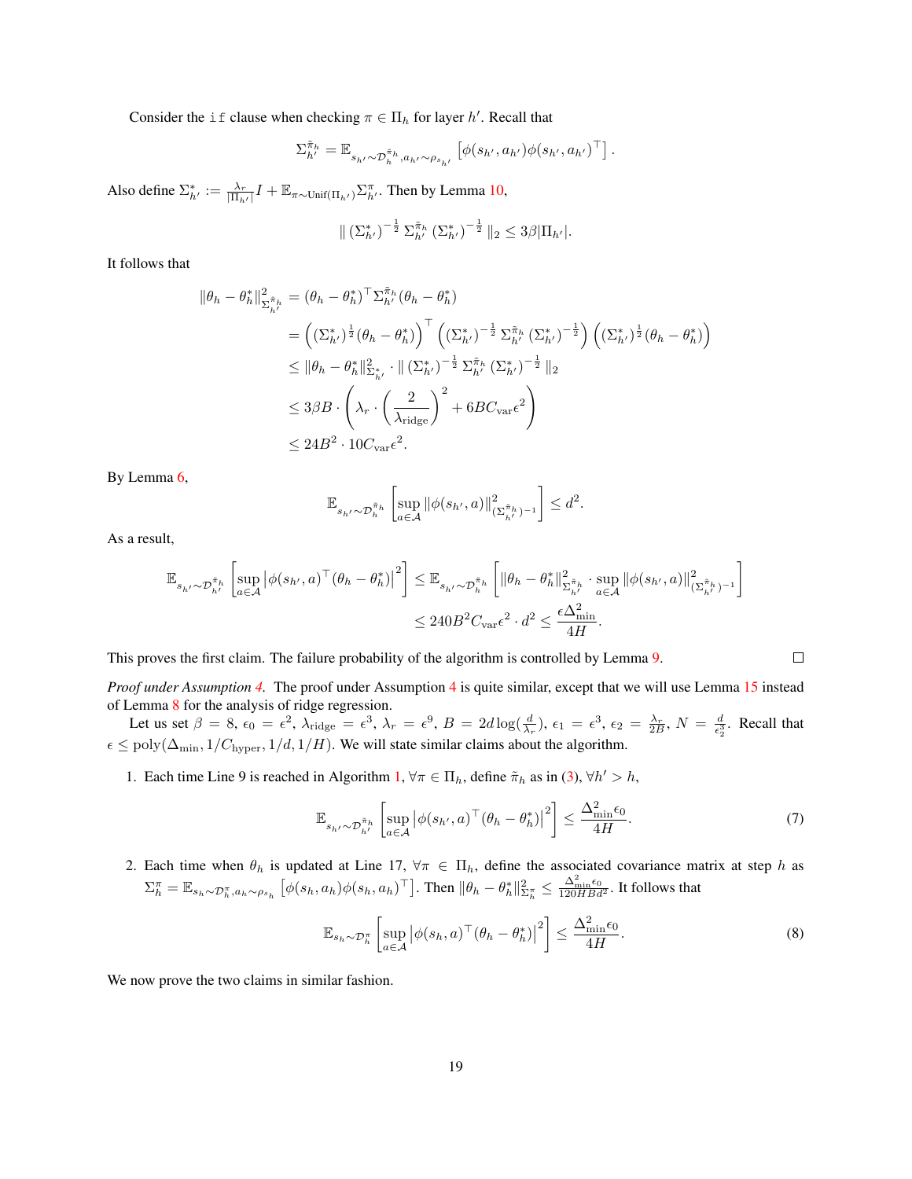Consider the `if` clause when checking $\pi \in \Pi_h$ for layer $h'$. Recall that

$$\Sigma_{h'}^{\tilde{\pi}_h} = \mathbb{E}_{s_{h'} \sim \mathcal{D}_h^{\tilde{\pi}_h}, a_{h'} \sim \rho_{s_{h'}}} \left[ \phi(s_{h'}, a_{h'}) \phi(s_{h'}, a_{h'})^\top \right].$$

Also define $\Sigma_{h'}^* := \frac{\lambda_r}{|\Pi_{h'}|} I + \mathbb{E}_{\pi \sim \mathrm{Unif}(\Pi_{h'})} \Sigma_{h'}^{\pi}$. Then by Lemma 10,

$$\| \left(\Sigma_{h'}^*\right)^{-\frac{1}{2}} \Sigma_{h'}^{\tilde{\pi}_h} \left(\Sigma_{h'}^*\right)^{-\frac{1}{2}} \|_2 \le 3\beta |\Pi_{h'}|.$$

It follows that

$$\begin{aligned}
\|\theta_h - \theta_h^*\|^2_{\Sigma_{h'}^{\tilde{\pi}_h}} &= (\theta_h - \theta_h^*)^\top \Sigma_{h'}^{\tilde{\pi}_h} (\theta_h - \theta_h^*) \\
&= \left( \left(\Sigma_{h'}^*\right)^{\frac{1}{2}} (\theta_h - \theta_h^*) \right)^\top \left( \left(\Sigma_{h'}^*\right)^{-\frac{1}{2}} \Sigma_{h'}^{\tilde{\pi}_h} \left(\Sigma_{h'}^*\right)^{-\frac{1}{2}} \right) \left( \left(\Sigma_{h'}^*\right)^{\frac{1}{2}} (\theta_h - \theta_h^*) \right) \\
&\le \|\theta_h - \theta_h^*\|^2_{\Sigma_{h'}^*} \cdot \| \left(\Sigma_{h'}^*\right)^{-\frac{1}{2}} \Sigma_{h'}^{\tilde{\pi}_h} \left(\Sigma_{h'}^*\right)^{-\frac{1}{2}} \|_2 \\
&\le 3\beta B \cdot \left( \lambda_r \cdot \left( \frac{2}{\lambda_{\mathrm{ridge}}} \right)^2 + 6BC_{\mathrm{var}} \epsilon^2 \right) \\
&\le 24B^2 \cdot 10C_{\mathrm{var}} \epsilon^2.
\end{aligned}$$

By Lemma 6,

$$\mathbb{E}_{s_{h'} \sim \mathcal{D}_h^{\tilde{\pi}_h}} \left[ \sup_{a \in \mathcal{A}} \|\phi(s_{h'}, a)\|^2_{(\Sigma_{h'}^{\tilde{\pi}_h})^{-1}} \right] \le d^2.$$

As a result,

$$\begin{aligned}
\mathbb{E}_{s_{h'} \sim \mathcal{D}_{h'}^{\tilde{\pi}_h}} \left[ \sup_{a \in \mathcal{A}} \left| \phi(s_{h'}, a)^\top (\theta_h - \theta_h^*) \right|^2 \right] &\le \mathbb{E}_{s_{h'} \sim \mathcal{D}_h^{\tilde{\pi}_h}} \left[ \|\theta_h - \theta_h^*\|^2_{\Sigma_{h'}^{\tilde{\pi}_h}} \cdot \sup_{a \in \mathcal{A}} \|\phi(s_{h'}, a)\|^2_{(\Sigma_{h'}^{\tilde{\pi}_h})^{-1}} \right] \\
&\le 240B^2 C_{\mathrm{var}} \epsilon^2 \cdot d^2 \le \frac{\epsilon \Delta_{\min}^2}{4H}.
\end{aligned}$$

This proves the first claim. The failure probability of the algorithm is controlled by Lemma 9. $\square$

*Proof under Assumption 4.* The proof under Assumption 4 is quite similar, except that we will use Lemma 15 instead of Lemma 8 for the analysis of ridge regression.

Let us set $\beta = 8$, $\epsilon_0 = \epsilon^2$, $\lambda_{\mathrm{ridge}} = \epsilon^3$, $\lambda_r = \epsilon^9$, $B = 2d \log(\frac{d}{\lambda_r})$, $\epsilon_1 = \epsilon^3$, $\epsilon_2 = \frac{\lambda_r}{2B}$, $N = \frac{d}{\epsilon_2^3}$. Recall that $\epsilon \le \mathrm{poly}(\Delta_{\min}, 1/C_{\mathrm{hyper}}, 1/d, 1/H)$. We will state similar claims about the algorithm.

1. Each time Line 9 is reached in Algorithm 1, $\forall \pi \in \Pi_h$, define $\tilde{\pi}_h$ as in (3), $\forall h' > h$,

$$\mathbb{E}_{s_{h'} \sim \mathcal{D}_{h'}^{\tilde{\pi}_h}} \left[ \sup_{a \in \mathcal{A}} \left| \phi(s_{h'}, a)^\top (\theta_h - \theta_h^*) \right|^2 \right] \le \frac{\Delta_{\min}^2 \epsilon_0}{4H}. \tag{7}$$

2. Each time when $\theta_h$ is updated at Line 17, $\forall \pi \in \Pi_h$, define the associated covariance matrix at step $h$ as $\Sigma_h^{\pi} = \mathbb{E}_{s_h \sim \mathcal{D}_h^{\pi}, a_h \sim \rho_{s_h}} \left[ \phi(s_h, a_h) \phi(s_h, a_h)^\top \right]$. Then $\|\theta_h - \theta_h^*\|^2_{\Sigma_h^{\pi}} \le \frac{\Delta_{\min}^2 \epsilon_0}{120HBd^2}$. It follows that

$$\mathbb{E}_{s_h \sim \mathcal{D}_h^{\pi}} \left[ \sup_{a \in \mathcal{A}} \left| \phi(s_h, a)^\top (\theta_h - \theta_h^*) \right|^2 \right] \le \frac{\Delta_{\min}^2 \epsilon_0}{4H}. \tag{8}$$

We now prove the two claims in similar fashion.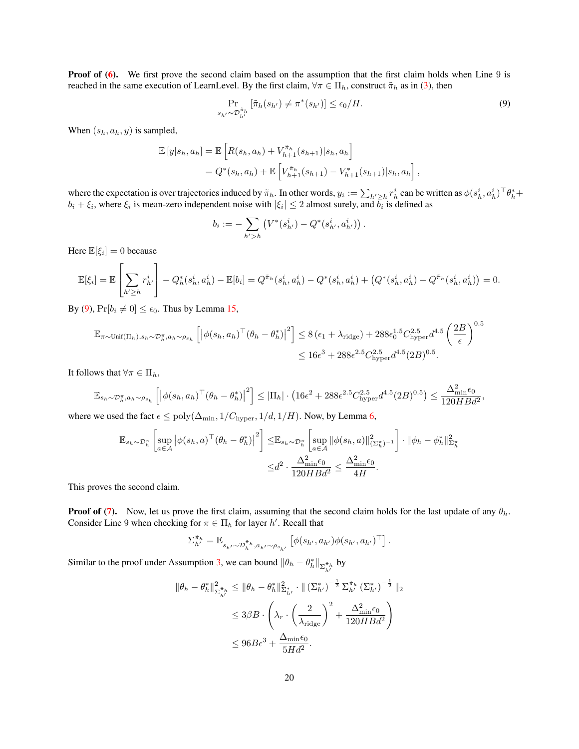**Proof of (6).** We first prove the second claim based on the assumption that the first claim holds when Line 9 is reached in the same execution of LearnLevel. By the first claim, $\forall \pi \in \Pi_h$, construct $\tilde{\pi}_h$ as in (3), then

$$\Pr_{s_{h'} \sim \mathcal{D}_{h'}^{\tilde{\pi}_h}} \left[\tilde{\pi}_h(s_{h'}) \neq \pi^*(s_{h'})\right] \leq \epsilon_0 / H. \tag{9}$$

When $(s_h, a_h, y)$ is sampled,

$$\begin{aligned}
\mathbb{E}\left[y | s_h, a_h\right] &= \mathbb{E}\left[R(s_h, a_h) + V_{h+1}^{\tilde{\pi}_h}(s_{h+1}) | s_h, a_h\right] \\
&= Q^*(s_h, a_h) + \mathbb{E}\left[V_{h+1}^{\tilde{\pi}_h}(s_{h+1}) - V_{h+1}^*(s_{h+1}) | s_h, a_h\right],
\end{aligned}$$

where the expectation is over trajectories induced by $\tilde{\pi}_h$. In other words, $y_i := \sum_{h' \geq h} r_h^i$ can be written as $\phi(s_h^i, a_h^i)^\top \theta_h^* + b_i + \xi_i$, where $\xi_i$ is mean-zero independent noise with $|\xi_i| \leq 2$ almost surely, and $b_i$ is defined as

$$b_i := -\sum_{h' > h} \left(V^*(s_{h'}^i) - Q^*(s_{h'}^i, a_{h'}^i)\right).$$

Here $\mathbb{E}[\xi_i] = 0$ because

$$\mathbb{E}[\xi_i] = \mathbb{E}\left[\sum_{h' \geq h} r_{h'}^i\right] - Q_h^*(s_h^i, a_h^i) - \mathbb{E}[b_i] = Q^{\tilde{\pi}_h}(s_h^i, a_h^i) - Q^*(s_h^i, a_h^i) + \left(Q^*(s_h^i, a_h^i) - Q^{\tilde{\pi}_h}(s_h^i, a_h^i)\right) = 0.$$

By (9), $\Pr[b_i \neq 0] \leq \epsilon_0$. Thus by Lemma 15,

$$\begin{aligned}
\mathbb{E}_{\pi \sim \text{Unif}(\Pi_h), s_h \sim \mathcal{D}_h^\pi, a_h \sim \rho_{s_h}}\left[\left|\phi(s_h, a_h)^\top (\theta_h - \theta_h^*)\right|^2\right] &\leq 8\left(\epsilon_1 + \lambda_{\text{ridge}}\right) + 288 \epsilon_0^{1.5} C_{\text{hyper}}^{2.5} d^{4.5} \left(\frac{2B}{\epsilon}\right)^{0.5} \\
&\leq 16\epsilon^3 + 288 \epsilon^{2.5} C_{\text{hyper}}^{2.5} d^{4.5} (2B)^{0.5}.
\end{aligned}$$

It follows that $\forall \pi \in \Pi_h$,

$$\mathbb{E}_{s_h \sim \mathcal{D}_h^\pi, a_h \sim \rho_{s_h}}\left[\left|\phi(s_h, a_h)^\top (\theta_h - \theta_h^*)\right|^2\right] \leq |\Pi_h| \cdot \left(16\epsilon^2 + 288 \epsilon^{2.5} C_{\text{hyper}}^{2.5} d^{4.5} (2B)^{0.5}\right) \leq \frac{\Delta_{\min}^2 \epsilon_0}{120 H B d^2},$$

where we used the fact $\epsilon \leq \text{poly}(\Delta_{\min}, 1/C_{\text{hyper}}, 1/d, 1/H)$. Now, by Lemma 6,

$$\begin{aligned}
\mathbb{E}_{s_h \sim \mathcal{D}_h^\pi}\left[\sup_{a \in \mathcal{A}} \left|\phi(s_h, a)^\top (\theta_h - \theta_h^*)\right|^2\right] &\leq \mathbb{E}_{s_h \sim \mathcal{D}_h^\pi}\left[\sup_{a \in \mathcal{A}} \|\phi(s_h, a)\|_{(\Sigma_h^\pi)^{-1}}^2\right] \cdot \|\phi_h - \phi_h^*\|_{\Sigma_h^\pi}^2 \\
&\leq d^2 \cdot \frac{\Delta_{\min}^2 \epsilon_0}{120 H B d^2} \leq \frac{\Delta_{\min}^2 \epsilon_0}{4H}.
\end{aligned}$$

This proves the second claim.

**Proof of (7).** Now, let us prove the first claim, assuming that the second claim holds for the last update of any $\theta_h$. Consider Line 9 when checking for $\pi \in \Pi_h$ for layer $h'$. Recall that

$$\Sigma_{h'}^{\tilde{\pi}_h} = \mathbb{E}_{s_{h'} \sim \mathcal{D}_h^{\tilde{\pi}_h}, a_{h'} \sim \rho_{s_{h'}}}\left[\phi(s_{h'}, a_{h'}) \phi(s_{h'}, a_{h'})^\top\right].$$

Similar to the proof under Assumption 3, we can bound $\|\theta_h - \theta_h^*\|_{\Sigma_{h'}^{\tilde{\pi}_h}}$ by

$$\begin{aligned}
\|\theta_h - \theta_h^*\|_{\Sigma_{h'}^{\tilde{\pi}_h}}^2 &\leq \|\theta_h - \theta_h^*\|_{\Sigma_{h'}^*}^2 \cdot \|\left(\Sigma_{h'}^*\right)^{-\frac{1}{2}} \Sigma_{h'}^{\tilde{\pi}_h} \left(\Sigma_{h'}^*\right)^{-\frac{1}{2}}\|_2 \\
&\leq 3\beta B \cdot \left(\lambda_r \cdot \left(\frac{2}{\lambda_{\text{ridge}}}\right)^2 + \frac{\Delta_{\min}^2 \epsilon_0}{120 H B d^2}\right) \\
&\leq 96 B \epsilon^3 + \frac{\Delta_{\min} \epsilon_0}{5 H d^2}.
\end{aligned}$$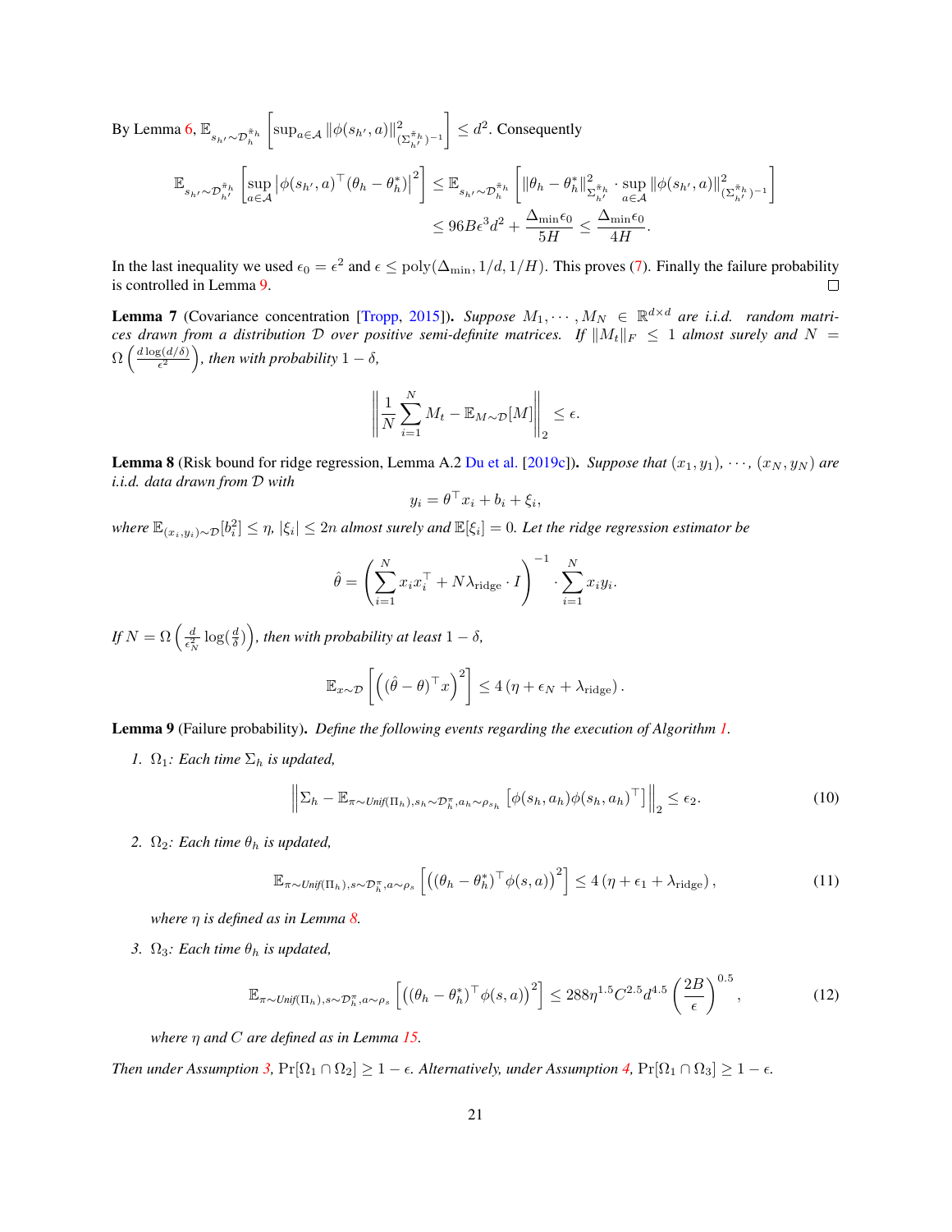By Lemma 6, $\mathbb{E}_{s_{h'}\sim\mathcal{D}_h^{\bar{\pi}_h}}\left[\sup_{a\in\mathcal{A}}\|\phi(s_{h'},a)\|^2_{(\Sigma_{h'}^{\bar{\pi}_h})^{-1}}\right]\le d^2$. Consequently

$$
\begin{aligned}
\mathbb{E}_{s_{h'}\sim\mathcal{D}_{h'}^{\bar{\pi}_h}}\left[\sup_{a\in\mathcal{A}}\left|\phi(s_{h'},a)^\top(\theta_h-\theta_h^*)\right|^2\right] &\le \mathbb{E}_{s_{h'}\sim\mathcal{D}_h^{\bar{\pi}_h}}\left[\|\theta_h-\theta_h^*\|^2_{\Sigma_{h'}^{\bar{\pi}_h}}\cdot\sup_{a\in\mathcal{A}}\|\phi(s_{h'},a)\|^2_{(\Sigma_{h'}^{\bar{\pi}_h})^{-1}}\right]\\
&\le 96B\epsilon^3 d^2+\frac{\Delta_{\min}\epsilon_0}{5H}\le\frac{\Delta_{\min}\epsilon_0}{4H}.
\end{aligned}
$$

In the last inequality we used $\epsilon_0=\epsilon^2$ and $\epsilon\le \mathrm{poly}(\Delta_{\min},1/d,1/H)$. This proves (7). Finally the failure probability is controlled in Lemma 9. □

**Lemma 7** (Covariance concentration [Tropp, 2015]). *Suppose $M_1,\cdots,M_N\in\mathbb{R}^{d\times d}$ are i.i.d. random matrices drawn from a distribution $\mathcal{D}$ over positive semi-definite matrices. If $\|M_t\|_F\le 1$ almost surely and $N=\Omega\left(\frac{d\log(d/\delta)}{\epsilon^2}\right)$, then with probability $1-\delta$,*

$$
\left\|\frac{1}{N}\sum_{i=1}^N M_t-\mathbb{E}_{M\sim\mathcal{D}}[M]\right\|_2\le\epsilon.
$$

**Lemma 8** (Risk bound for ridge regression, Lemma A.2 Du et al. [2019c]). *Suppose that $(x_1,y_1),\cdots,(x_N,y_N)$ are i.i.d. data drawn from $\mathcal{D}$ with*

$$
y_i=\theta^\top x_i+b_i+\xi_i,
$$

*where $\mathbb{E}_{(x_i,y_i)\sim\mathcal{D}}[b_i^2]\le\eta$, $|\xi_i|\le 2n$ almost surely and $\mathbb{E}[\xi_i]=0$. Let the ridge regression estimator be*

$$
\hat{\theta}=\left(\sum_{i=1}^N x_ix_i^\top+N\lambda_{\text{ridge}}\cdot I\right)^{-1}\cdot\sum_{i=1}^N x_iy_i.
$$

*If $N=\Omega\left(\frac{d}{\epsilon_N^2}\log(\frac{d}{\delta})\right)$, then with probability at least $1-\delta$,*

$$
\mathbb{E}_{x\sim\mathcal{D}}\left[\left((\hat{\theta}-\theta)^\top x\right)^2\right]\le 4\left(\eta+\epsilon_N+\lambda_{\text{ridge}}\right).
$$

**Lemma 9** (Failure probability). *Define the following events regarding the execution of Algorithm 1.*

1. *$\Omega_1$: Each time $\Sigma_h$ is updated,*

$$
\left\|\Sigma_h-\mathbb{E}_{\pi\sim \textit{Unif}(\Pi_h),s_h\sim\mathcal{D}_h^\pi,a_h\sim\rho_{s_h}}\left[\phi(s_h,a_h)\phi(s_h,a_h)^\top\right]\right\|_2\le\epsilon_2. \tag{10}
$$

2. *$\Omega_2$: Each time $\theta_h$ is updated,*

$$
\mathbb{E}_{\pi\sim \textit{Unif}(\Pi_h),s\sim\mathcal{D}_h^\pi,a\sim\rho_s}\left[\left((\theta_h-\theta_h^*)^\top\phi(s,a)\right)^2\right]\le 4\left(\eta+\epsilon_1+\lambda_{\text{ridge}}\right), \tag{11}
$$

   *where $\eta$ is defined as in Lemma 8.*

3. *$\Omega_3$: Each time $\theta_h$ is updated,*

$$
\mathbb{E}_{\pi\sim \textit{Unif}(\Pi_h),s\sim\mathcal{D}_h^\pi,a\sim\rho_s}\left[\left((\theta_h-\theta_h^*)^\top\phi(s,a)\right)^2\right]\le 288\eta^{1.5}C^{2.5}d^{4.5}\left(\frac{2B}{\epsilon}\right)^{0.5}, \tag{12}
$$

   *where $\eta$ and $C$ are defined as in Lemma 15.*

*Then under Assumption 3, $\Pr[\Omega_1\cap\Omega_2]\ge 1-\epsilon$. Alternatively, under Assumption 4, $\Pr[\Omega_1\cap\Omega_3]\ge 1-\epsilon$.*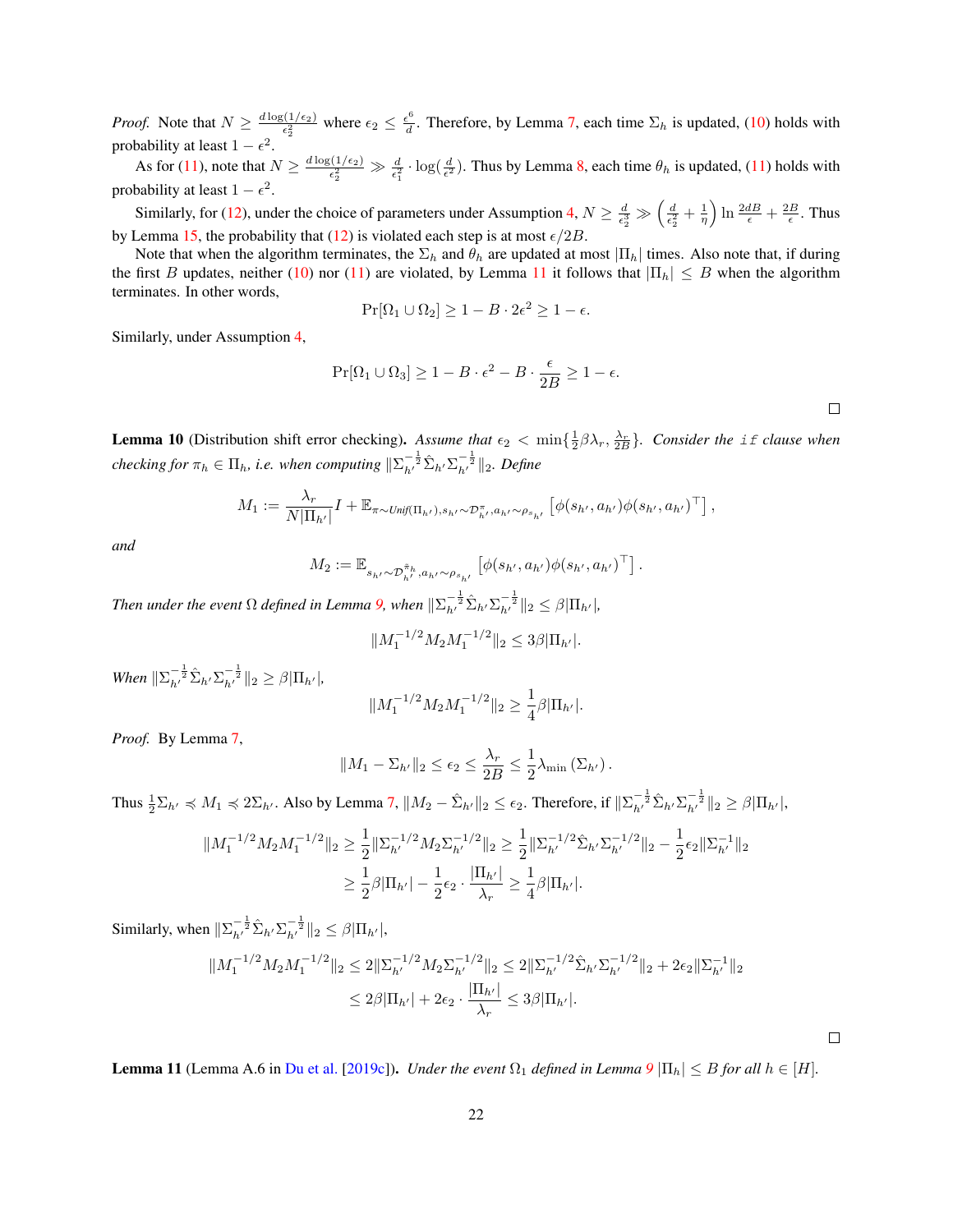*Proof.* Note that $N \geq \frac{d\log(1/\epsilon_2)}{\epsilon_2^2}$ where $\epsilon_2 \leq \frac{\epsilon^6}{d}$. Therefore, by Lemma 7, each time $\Sigma_h$ is updated, (10) holds with probability at least $1-\epsilon^2$.

As for (11), note that $N \geq \frac{d\log(1/\epsilon_2)}{\epsilon_2^2} \gg \frac{d}{\epsilon_1^2}\cdot\log(\frac{d}{\epsilon^2})$. Thus by Lemma 8, each time $\theta_h$ is updated, (11) holds with probability at least $1-\epsilon^2$.

Similarly, for (12), under the choice of parameters under Assumption 4, $N \geq \frac{d}{\epsilon_2^3} \gg \left(\frac{d}{\epsilon_2^2}+\frac{1}{\eta}\right)\ln\frac{2dB}{\epsilon}+\frac{2B}{\epsilon}$. Thus by Lemma 15, the probability that (12) is violated each step is at most $\epsilon/2B$.

Note that when the algorithm terminates, the $\Sigma_h$ and $\theta_h$ are updated at most $|\Pi_h|$ times. Also note that, if during the first $B$ updates, neither (10) nor (11) are violated, by Lemma 11 it follows that $|\Pi_h| \leq B$ when the algorithm terminates. In other words,

$$\Pr[\Omega_1 \cup \Omega_2] \geq 1 - B\cdot 2\epsilon^2 \geq 1-\epsilon.$$

Similarly, under Assumption 4,

$$\Pr[\Omega_1 \cup \Omega_3] \geq 1 - B\cdot\epsilon^2 - B\cdot\frac{\epsilon}{2B} \geq 1-\epsilon.$$

□

**Lemma 10** (Distribution shift error checking). *Assume that $\epsilon_2 < \min\{\frac{1}{2}\beta\lambda_r, \frac{\lambda_r}{2B}\}$. Consider the `if` clause when checking for $\pi_h \in \Pi_h$, i.e. when computing $\|\Sigma_{h'}^{-\frac{1}{2}}\hat{\Sigma}_{h'}\Sigma_{h'}^{-\frac{1}{2}}\|_2$. Define*

$$M_1 := \frac{\lambda_r}{N|\Pi_{h'}|}I + \mathbb{E}_{\pi\sim \text{Unif}(\Pi_{h'}), s_{h'}\sim\mathcal{D}_{h'}^{\pi}, a_{h'}\sim\rho_{s_{h'}}}\left[\phi(s_{h'},a_{h'})\phi(s_{h'},a_{h'})^\top\right],$$

*and*

$$M_2 := \mathbb{E}_{s_{h'}\sim\mathcal{D}_{h'}^{\tilde{\pi}_h}, a_{h'}\sim\rho_{s_{h'}}}\left[\phi(s_{h'},a_{h'})\phi(s_{h'},a_{h'})^\top\right].$$

*Then under the event $\Omega$ defined in Lemma 9, when $\|\Sigma_{h'}^{-\frac{1}{2}}\hat{\Sigma}_{h'}\Sigma_{h'}^{-\frac{1}{2}}\|_2 \leq \beta|\Pi_{h'}|$,*

$$\|M_1^{-1/2}M_2M_1^{-1/2}\|_2 \leq 3\beta|\Pi_{h'}|.$$

*When $\|\Sigma_{h'}^{-\frac{1}{2}}\hat{\Sigma}_{h'}\Sigma_{h'}^{-\frac{1}{2}}\|_2 \geq \beta|\Pi_{h'}|$,*

$$\|M_1^{-1/2}M_2M_1^{-1/2}\|_2 \geq \frac{1}{4}\beta|\Pi_{h'}|.$$

*Proof.* By Lemma 7,

$$\|M_1 - \Sigma_{h'}\|_2 \leq \epsilon_2 \leq \frac{\lambda_r}{2B} \leq \frac{1}{2}\lambda_{\min}(\Sigma_{h'}).$$

Thus $\frac{1}{2}\Sigma_{h'} \preccurlyeq M_1 \preccurlyeq 2\Sigma_{h'}$. Also by Lemma 7, $\|M_2 - \hat{\Sigma}_{h'}\|_2 \leq \epsilon_2$. Therefore, if $\|\Sigma_{h'}^{-\frac{1}{2}}\hat{\Sigma}_{h'}\Sigma_{h'}^{-\frac{1}{2}}\|_2 \geq \beta|\Pi_{h'}|$,

$$\begin{aligned}\|M_1^{-1/2}M_2M_1^{-1/2}\|_2 &\geq \frac{1}{2}\|\Sigma_{h'}^{-1/2}M_2\Sigma_{h'}^{-1/2}\|_2 \geq \frac{1}{2}\|\Sigma_{h'}^{-1/2}\hat{\Sigma}_{h'}\Sigma_{h'}^{-1/2}\|_2 - \frac{1}{2}\epsilon_2\|\Sigma_{h'}^{-1}\|_2\\ &\geq \frac{1}{2}\beta|\Pi_{h'}| - \frac{1}{2}\epsilon_2\cdot\frac{|\Pi_{h'}|}{\lambda_r} \geq \frac{1}{4}\beta|\Pi_{h'}|.\end{aligned}$$

Similarly, when $\|\Sigma_{h'}^{-\frac{1}{2}}\hat{\Sigma}_{h'}\Sigma_{h'}^{-\frac{1}{2}}\|_2 \leq \beta|\Pi_{h'}|$,

$$\begin{aligned}\|M_1^{-1/2}M_2M_1^{-1/2}\|_2 &\leq 2\|\Sigma_{h'}^{-1/2}M_2\Sigma_{h'}^{-1/2}\|_2 \leq 2\|\Sigma_{h'}^{-1/2}\hat{\Sigma}_{h'}\Sigma_{h'}^{-1/2}\|_2 + 2\epsilon_2\|\Sigma_{h'}^{-1}\|_2\\ &\leq 2\beta|\Pi_{h'}| + 2\epsilon_2\cdot\frac{|\Pi_{h'}|}{\lambda_r} \leq 3\beta|\Pi_{h'}|.\end{aligned}$$

□

**Lemma 11** (Lemma A.6 in Du et al. [2019c]). *Under the event $\Omega_1$ defined in Lemma 9 $|\Pi_h| \leq B$ for all $h \in [H]$.*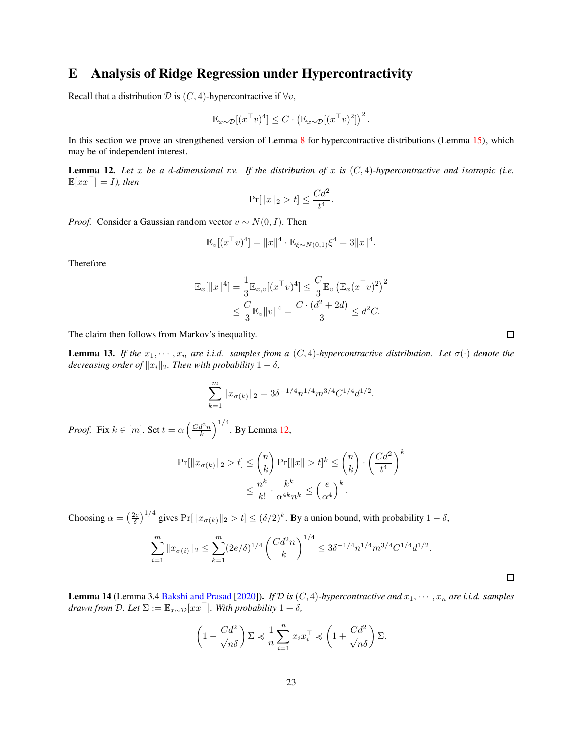# E Analysis of Ridge Regression under Hypercontractivity

Recall that a distribution $\mathcal{D}$ is $(C, 4)$-hypercontractive if $\forall v$,

$$\mathbb{E}_{x\sim\mathcal{D}}[(x^\top v)^4] \le C \cdot \left(\mathbb{E}_{x\sim\mathcal{D}}[(x^\top v)^2]\right)^2.$$

In this section we prove an strengthened version of Lemma 8 for hypercontractive distributions (Lemma 15), which may be of independent interest.

**Lemma 12.** *Let $x$ be a $d$-dimensional r.v. If the distribution of $x$ is $(C, 4)$-hypercontractive and isotropic (i.e. $\mathbb{E}[xx^\top] = I$), then*

$$\Pr[\|x\|_2 > t] \le \frac{Cd^2}{t^4}.$$

*Proof.* Consider a Gaussian random vector $v \sim N(0, I)$. Then

$$\mathbb{E}_v[(x^\top v)^4] = \|x\|^4 \cdot \mathbb{E}_{\xi\sim N(0,1)}\xi^4 = 3\|x\|^4.$$

Therefore

$$\begin{aligned}
\mathbb{E}_x[\|x\|^4] = \frac{1}{3}\mathbb{E}_{x,v}[(x^\top v)^4] &\le \frac{C}{3}\mathbb{E}_v\left(\mathbb{E}_x(x^\top v)^2\right)^2 \\
&\le \frac{C}{3}\mathbb{E}_v\|v\|^4 = \frac{C\cdot(d^2+2d)}{3} \le d^2C.
\end{aligned}$$

The claim then follows from Markov's inequality. $\square$

**Lemma 13.** *If the $x_1, \cdots, x_n$ are i.i.d. samples from a $(C, 4)$-hypercontractive distribution. Let $\sigma(\cdot)$ denote the decreasing order of $\|x_i\|_2$. Then with probability $1-\delta$,*

$$\sum_{k=1}^m \|x_{\sigma(k)}\|_2 = 3\delta^{-1/4}n^{1/4}m^{3/4}C^{1/4}d^{1/2}.$$

*Proof.* Fix $k \in [m]$. Set $t = \alpha\left(\frac{Cd^2n}{k}\right)^{1/4}$. By Lemma 12,

$$\begin{aligned}
\Pr[\|x_{\sigma(k)}\|_2 > t] &\le \binom{n}{k}\Pr[\|x\| > t]^k \le \binom{n}{k}\cdot\left(\frac{Cd^2}{t^4}\right)^k \\
&\le \frac{n^k}{k!}\cdot\frac{k^k}{\alpha^{4k}n^k} \le \left(\frac{e}{\alpha^4}\right)^k.
\end{aligned}$$

Choosing $\alpha = \left(\frac{2e}{\delta}\right)^{1/4}$ gives $\Pr[\|x_{\sigma(k)}\|_2 > t] \le (\delta/2)^k$. By a union bound, with probability $1-\delta$,

$$\sum_{i=1}^m \|x_{\sigma(i)}\|_2 \le \sum_{k=1}^m (2e/\delta)^{1/4}\left(\frac{Cd^2n}{k}\right)^{1/4} \le 3\delta^{-1/4}n^{1/4}m^{3/4}C^{1/4}d^{1/2}.$$

$\square$

**Lemma 14** (Lemma 3.4 Bakshi and Prasad [2020])**.** *If $\mathcal{D}$ is $(C, 4)$-hypercontractive and $x_1, \cdots, x_n$ are i.i.d. samples drawn from $\mathcal{D}$. Let $\Sigma := \mathbb{E}_{x\sim\mathcal{D}}[xx^\top]$. With probability $1-\delta$,*

$$\left(1 - \frac{Cd^2}{\sqrt{n\delta}}\right)\Sigma \preccurlyeq \frac{1}{n}\sum_{i=1}^n x_i x_i^\top \preccurlyeq \left(1 + \frac{Cd^2}{\sqrt{n\delta}}\right)\Sigma.$$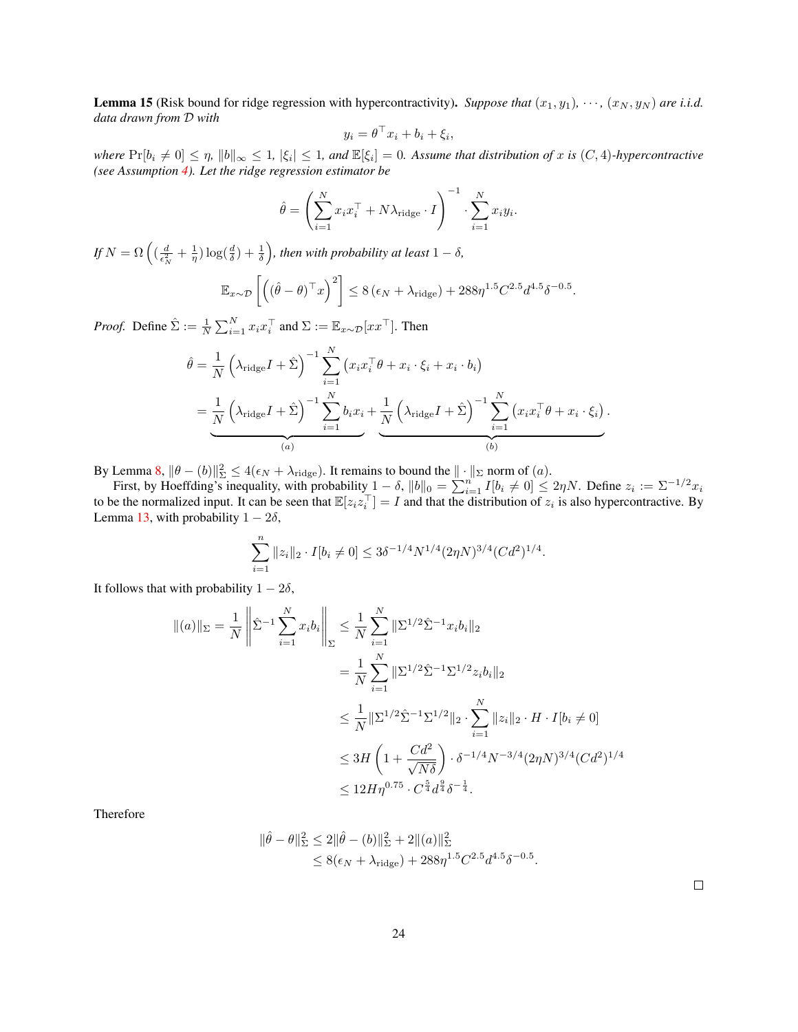**Lemma 15** (Risk bound for ridge regression with hypercontractivity). *Suppose that $(x_1, y_1), \cdots, (x_N, y_N)$ are i.i.d. data drawn from $\mathcal{D}$ with*

$$y_i = \theta^\top x_i + b_i + \xi_i,$$

*where $\Pr[b_i \neq 0] \leq \eta$, $\|b\|_\infty \leq 1$, $|\xi_i| \leq 1$, and $\mathbb{E}[\xi_i] = 0$. Assume that distribution of $x$ is $(C, 4)$-hypercontractive (see Assumption 4). Let the ridge regression estimator be*

$$\hat{\theta} = \left(\sum_{i=1}^N x_i x_i^\top + N\lambda_{\text{ridge}} \cdot I\right)^{-1} \cdot \sum_{i=1}^N x_i y_i.$$

*If $N = \Omega\left((\frac{d}{\epsilon_N^2} + \frac{1}{\eta})\log(\frac{d}{\delta}) + \frac{1}{\delta}\right)$, then with probability at least $1 - \delta$,*

$$\mathbb{E}_{x\sim\mathcal{D}}\left[\left((\hat{\theta} - \theta)^\top x\right)^2\right] \leq 8\left(\epsilon_N + \lambda_{\text{ridge}}\right) + 288\eta^{1.5}C^{2.5}d^{4.5}\delta^{-0.5}.$$

*Proof.* Define $\hat{\Sigma} := \frac{1}{N}\sum_{i=1}^N x_i x_i^\top$ and $\Sigma := \mathbb{E}_{x\sim\mathcal{D}}[xx^\top]$. Then

$$\begin{aligned}
\hat{\theta} &= \frac{1}{N}\left(\lambda_{\text{ridge}} I + \hat{\Sigma}\right)^{-1} \sum_{i=1}^N \left(x_i x_i^\top \theta + x_i \cdot \xi_i + x_i \cdot b_i\right) \\
&= \underbrace{\frac{1}{N}\left(\lambda_{\text{ridge}} I + \hat{\Sigma}\right)^{-1} \sum_{i=1}^N b_i x_i}_{(a)} + \underbrace{\frac{1}{N}\left(\lambda_{\text{ridge}} I + \hat{\Sigma}\right)^{-1} \sum_{i=1}^N \left(x_i x_i^\top \theta + x_i \cdot \xi_i\right)}_{(b)}.
\end{aligned}$$

By Lemma 8, $\|\theta - (b)\|_\Sigma^2 \leq 4(\epsilon_N + \lambda_{\text{ridge}})$. It remains to bound the $\|\cdot\|_\Sigma$ norm of $(a)$.

First, by Hoeffding's inequality, with probability $1 - \delta$, $\|b\|_0 = \sum_{i=1}^n I[b_i \neq 0] \leq 2\eta N$. Define $z_i := \Sigma^{-1/2} x_i$ to be the normalized input. It can be seen that $\mathbb{E}[z_i z_i^\top] = I$ and that the distribution of $z_i$ is also hypercontractive. By Lemma 13, with probability $1 - 2\delta$,

$$\sum_{i=1}^n \|z_i\|_2 \cdot I[b_i \neq 0] \leq 3\delta^{-1/4} N^{1/4} (2\eta N)^{3/4} (Cd^2)^{1/4}.$$

It follows that with probability $1 - 2\delta$,

$$\begin{aligned}
\|(a)\|_\Sigma = \frac{1}{N}\left\|\hat{\Sigma}^{-1}\sum_{i=1}^N x_i b_i\right\|_\Sigma &\leq \frac{1}{N}\sum_{i=1}^N \|\Sigma^{1/2}\hat{\Sigma}^{-1} x_i b_i\|_2 \\
&= \frac{1}{N}\sum_{i=1}^N \|\Sigma^{1/2}\hat{\Sigma}^{-1}\Sigma^{1/2} z_i b_i\|_2 \\
&\leq \frac{1}{N}\|\Sigma^{1/2}\hat{\Sigma}^{-1}\Sigma^{1/2}\|_2 \cdot \sum_{i=1}^N \|z_i\|_2 \cdot H \cdot I[b_i \neq 0] \\
&\leq 3H\left(1 + \frac{Cd^2}{\sqrt{N\delta}}\right) \cdot \delta^{-1/4} N^{-3/4} (2\eta N)^{3/4} (Cd^2)^{1/4} \\
&\leq 12H\eta^{0.75} \cdot C^{\frac{5}{4}} d^{\frac{9}{4}} \delta^{-\frac{1}{4}}.
\end{aligned}$$

Therefore

$$\begin{aligned}
\|\hat{\theta} - \theta\|_\Sigma^2 &\leq 2\|\hat{\theta} - (b)\|_\Sigma^2 + 2\|(a)\|_\Sigma^2 \\
&\leq 8(\epsilon_N + \lambda_{\text{ridge}}) + 288\eta^{1.5}C^{2.5}d^{4.5}\delta^{-0.5}.
\end{aligned}$$

□